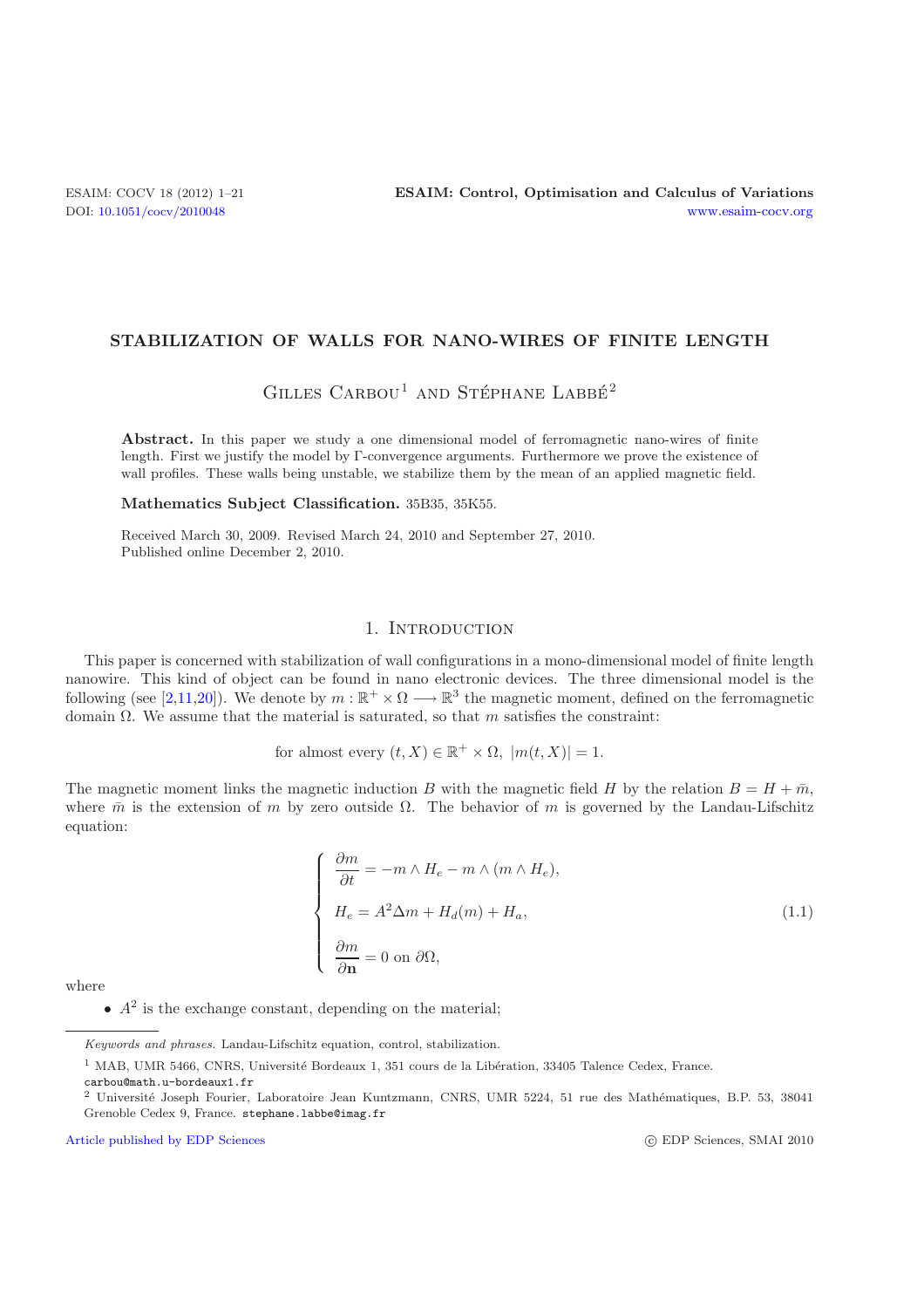# STABILIZATION OF WALLS FOR NANO-WIRES OF FINITE LENGTH

Gilles Carbou[1] and Stéphane Labbé[2]

**Abstract.** In this paper we study a one dimensional model of ferromagnetic nano-wires of finite length. First we justify the model by Γ-convergence arguments. Furthermore we prove the existence of wall profiles. These walls being unstable, we stabilize them by the mean of an applied magnetic field.

**Mathematics Subject Classification.** 35B35, 35K55.

Received March 30, 2009. Revised March 24, 2010 and September 27, 2010.
Published online December 2, 2010.

## 1. Introduction

This paper is concerned with stabilization of wall configurations in a mono-dimensional model of finite length nanowire. This kind of object can be found in nano electronic devices. The three dimensional model is the following (see [2,11,20]). We denote by $m : \mathbb{R}^+ \times \Omega \longrightarrow \mathbb{R}^3$ the magnetic moment, defined on the ferromagnetic domain $\Omega$. We assume that the material is saturated, so that $m$ satisfies the constraint:

$$\text{for almost every } (t, X) \in \mathbb{R}^+ \times \Omega,\ |m(t, X)| = 1.$$

The magnetic moment links the magnetic induction $B$ with the magnetic field $H$ by the relation $B = H + \bar{m}$, where $\bar{m}$ is the extension of $m$ by zero outside $\Omega$. The behavior of $m$ is governed by the Landau-Lifschitz equation:

$$\begin{cases} \dfrac{\partial m}{\partial t} = -m \wedge H_e - m \wedge (m \wedge H_e), \\ H_e = A^2 \Delta m + H_d(m) + H_a, \\ \dfrac{\partial m}{\partial \mathbf{n}} = 0 \text{ on } \partial\Omega, \end{cases} \tag{1.1}$$

where

- $A^2$ is the exchange constant, depending on the material;

---

*Keywords and phrases.* Landau-Lifschitz equation, control, stabilization.

[1] MAB, UMR 5466, CNRS, Université Bordeaux 1, 351 cours de la Libération, 33405 Talence Cedex, France. carbou@math.u-bordeaux1.fr

[2] Université Joseph Fourier, Laboratoire Jean Kuntzmann, CNRS, UMR 5224, 51 rue des Mathématiques, B.P. 53, 38041 Grenoble Cedex 9, France. stephane.labbe@imag.fr

Article published by EDP Sciences © EDP Sciences, SMAI 2010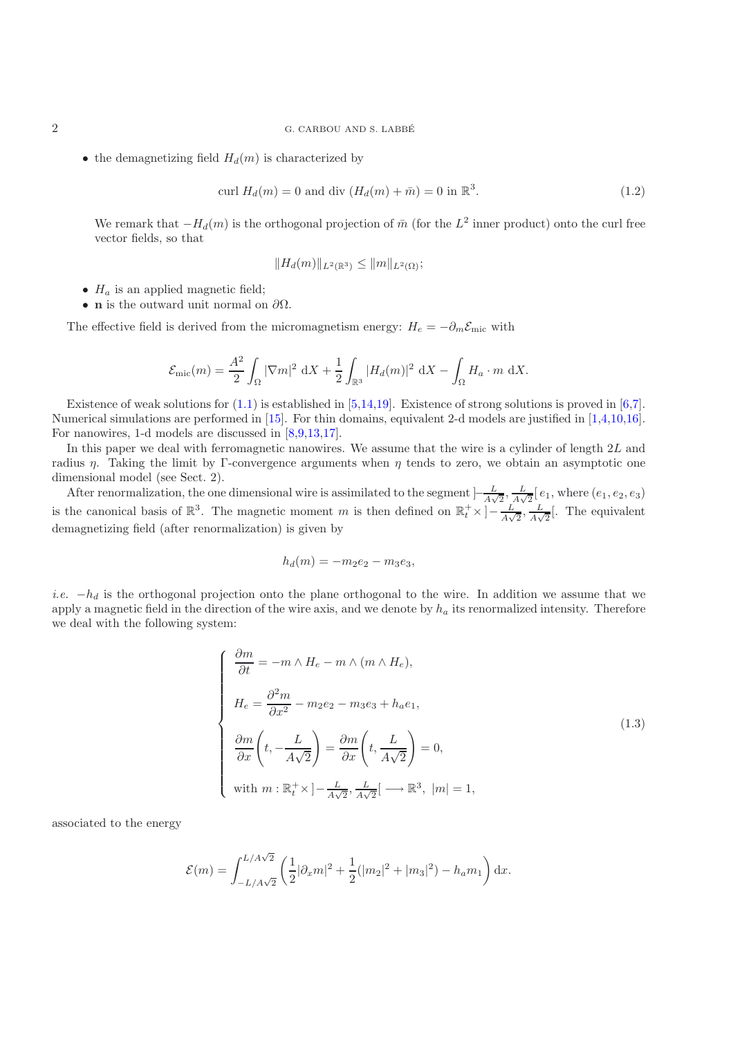- the demagnetizing field $H_d(m)$ is characterized by

$$\text{curl } H_d(m) = 0 \text{ and div } (H_d(m) + \bar{m}) = 0 \text{ in } \mathbb{R}^3. \tag{1.2}$$

  We remark that $-H_d(m)$ is the orthogonal projection of $\bar{m}$ (for the $L^2$ inner product) onto the curl free vector fields, so that

$$\|H_d(m)\|_{L^2(\mathbb{R}^3)} \leq \|m\|_{L^2(\Omega)};$$

- $H_a$ is an applied magnetic field;
- $\mathbf{n}$ is the outward unit normal on $\partial\Omega$.

The effective field is derived from the micromagnetism energy: $H_e = -\partial_m \mathcal{E}_{\text{mic}}$ with

$$\mathcal{E}_{\text{mic}}(m) = \frac{A^2}{2}\int_\Omega |\nabla m|^2 \, \mathrm{d}X + \frac{1}{2}\int_{\mathbb{R}^3} |H_d(m)|^2 \, \mathrm{d}X - \int_\Omega H_a \cdot m \, \mathrm{d}X.$$

Existence of weak solutions for (1.1) is established in [5,14,19]. Existence of strong solutions is proved in [6,7]. Numerical simulations are performed in [15]. For thin domains, equivalent 2-d models are justified in [1,4,10,16]. For nanowires, 1-d models are discussed in [8,9,13,17].

In this paper we deal with ferromagnetic nanowires. We assume that the wire is a cylinder of length $2L$ and radius $\eta$. Taking the limit by $\Gamma$-convergence arguments when $\eta$ tends to zero, we obtain an asymptotic one dimensional model (see Sect. 2).

After renormalization, the one dimensional wire is assimilated to the segment $]-\frac{L}{A\sqrt{2}}, \frac{L}{A\sqrt{2}}[\, e_1$, where $(e_1, e_2, e_3)$ is the canonical basis of $\mathbb{R}^3$. The magnetic moment $m$ is then defined on $\mathbb{R}_t^+ \times ]-\frac{L}{A\sqrt{2}}, \frac{L}{A\sqrt{2}}[$. The equivalent demagnetizing field (after renormalization) is given by

$$h_d(m) = -m_2 e_2 - m_3 e_3,$$

*i.e.* $-h_d$ is the orthogonal projection onto the plane orthogonal to the wire. In addition we assume that we apply a magnetic field in the direction of the wire axis, and we denote by $h_a$ its renormalized intensity. Therefore we deal with the following system:

$$\begin{cases} \dfrac{\partial m}{\partial t} = -m \wedge H_e - m \wedge (m \wedge H_e), \\[2ex] H_e = \dfrac{\partial^2 m}{\partial x^2} - m_2 e_2 - m_3 e_3 + h_a e_1, \\[2ex] \dfrac{\partial m}{\partial x}\left(t, -\dfrac{L}{A\sqrt{2}}\right) = \dfrac{\partial m}{\partial x}\left(t, \dfrac{L}{A\sqrt{2}}\right) = 0, \\[2ex] \text{with } m : \mathbb{R}_t^+ \times ]-\frac{L}{A\sqrt{2}}, \frac{L}{A\sqrt{2}}[ \longrightarrow \mathbb{R}^3, \ |m| = 1, \end{cases} \tag{1.3}$$

associated to the energy

$$\mathcal{E}(m) = \int_{-L/A\sqrt{2}}^{L/A\sqrt{2}} \left( \frac{1}{2}|\partial_x m|^2 + \frac{1}{2}(|m_2|^2 + |m_3|^2) - h_a m_1 \right) \mathrm{d}x.$$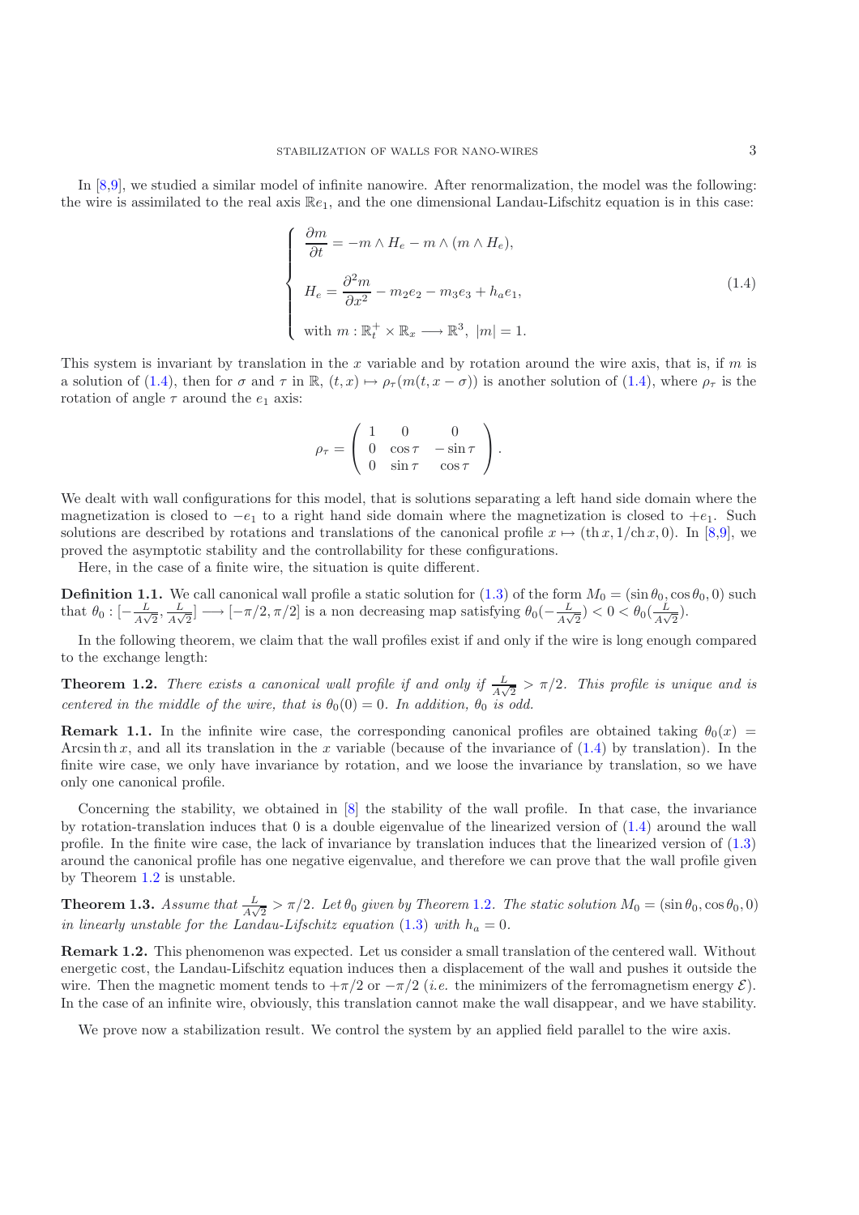In [8,9], we studied a similar model of infinite nanowire. After renormalization, the model was the following: the wire is assimilated to the real axis $\mathbb{R}e_1$, and the one dimensional Landau-Lifschitz equation is in this case:

$$
\begin{cases}
\dfrac{\partial m}{\partial t} = -m \wedge H_e - m \wedge (m \wedge H_e), \\[2mm]
H_e = \dfrac{\partial^2 m}{\partial x^2} - m_2 e_2 - m_3 e_3 + h_a e_1, \\[2mm]
\text{with } m : \mathbb{R}_t^+ \times \mathbb{R}_x \longrightarrow \mathbb{R}^3, \ |m| = 1.
\end{cases}
\tag{1.4}
$$

This system is invariant by translation in the $x$ variable and by rotation around the wire axis, that is, if $m$ is a solution of (1.4), then for $\sigma$ and $\tau$ in $\mathbb{R}$, $(t, x) \mapsto \rho_\tau(m(t, x - \sigma))$ is another solution of (1.4), where $\rho_\tau$ is the rotation of angle $\tau$ around the $e_1$ axis:

$$
\rho_\tau = \begin{pmatrix} 1 & 0 & 0 \\ 0 & \cos\tau & -\sin\tau \\ 0 & \sin\tau & \cos\tau \end{pmatrix}.
$$

We dealt with wall configurations for this model, that is solutions separating a left hand side domain where the magnetization is closed to $-e_1$ to a right hand side domain where the magnetization is closed to $+e_1$. Such solutions are described by rotations and translations of the canonical profile $x \mapsto (\operatorname{th} x, 1/\operatorname{ch} x, 0)$. In [8,9], we proved the asymptotic stability and the controllability for these configurations.

Here, in the case of a finite wire, the situation is quite different.

**Definition 1.1.** We call canonical wall profile a static solution for (1.3) of the form $M_0 = (\sin\theta_0, \cos\theta_0, 0)$ such that $\theta_0 : [-\frac{L}{A\sqrt{2}}, \frac{L}{A\sqrt{2}}] \longrightarrow [-\pi/2, \pi/2]$ is a non decreasing map satisfying $\theta_0(-\frac{L}{A\sqrt{2}}) < 0 < \theta_0(\frac{L}{A\sqrt{2}})$.

In the following theorem, we claim that the wall profiles exist if and only if the wire is long enough compared to the exchange length:

**Theorem 1.2.** *There exists a canonical wall profile if and only if $\frac{L}{A\sqrt{2}} > \pi/2$. This profile is unique and is centered in the middle of the wire, that is $\theta_0(0) = 0$. In addition, $\theta_0$ is odd.*

**Remark 1.1.** In the infinite wire case, the corresponding canonical profiles are obtained taking $\theta_0(x) = \operatorname{Arcsin}\operatorname{th} x$, and all its translation in the $x$ variable (because of the invariance of (1.4) by translation). In the finite wire case, we only have invariance by rotation, and we loose the invariance by translation, so we have only one canonical profile.

Concerning the stability, we obtained in [8] the stability of the wall profile. In that case, the invariance by rotation-translation induces that 0 is a double eigenvalue of the linearized version of (1.4) around the wall profile. In the finite wire case, the lack of invariance by translation induces that the linearized version of (1.3) around the canonical profile has one negative eigenvalue, and therefore we can prove that the wall profile given by Theorem 1.2 is unstable.

**Theorem 1.3.** *Assume that $\frac{L}{A\sqrt{2}} > \pi/2$. Let $\theta_0$ given by Theorem 1.2. The static solution $M_0 = (\sin\theta_0, \cos\theta_0, 0)$ in linearly unstable for the Landau-Lifschitz equation (1.3) with $h_a = 0$.*

**Remark 1.2.** This phenomenon was expected. Let us consider a small translation of the centered wall. Without energetic cost, the Landau-Lifschitz equation induces then a displacement of the wall and pushes it outside the wire. Then the magnetic moment tends to $+\pi/2$ or $-\pi/2$ (*i.e.* the minimizers of the ferromagnetism energy $\mathcal{E}$). In the case of an infinite wire, obviously, this translation cannot make the wall disappear, and we have stability.

We prove now a stabilization result. We control the system by an applied field parallel to the wire axis.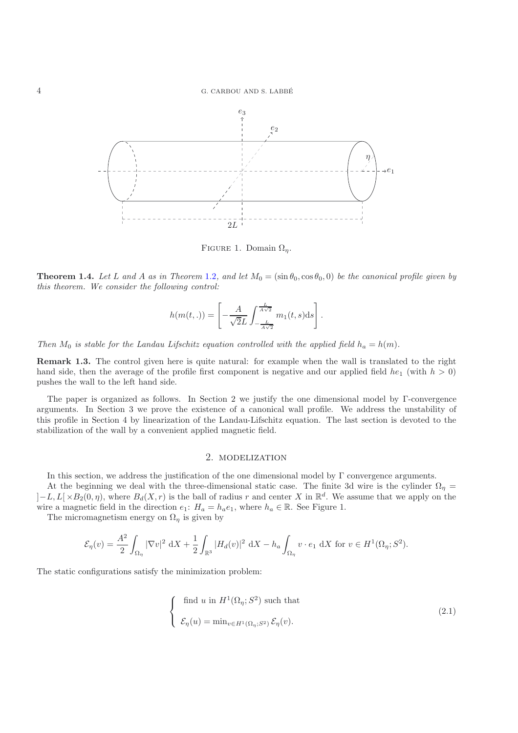FIGURE 1. Domain $\Omega_\eta$.

**Theorem 1.4.** *Let $L$ and $A$ as in Theorem 1.2, and let $M_0 = (\sin\theta_0, \cos\theta_0, 0)$ be the canonical profile given by this theorem. We consider the following control:*

$$h(m(t,.)) = \left[ -\frac{A}{\sqrt{2}L} \int_{-\frac{L}{A\sqrt{2}}}^{\frac{L}{A\sqrt{2}}} m_1(t,s)\mathrm{d}s \right].$$

*Then $M_0$ is stable for the Landau Lifschitz equation controlled with the applied field $h_a = h(m)$.*

**Remark 1.3.** The control given here is quite natural: for example when the wall is translated to the right hand side, then the average of the profile first component is negative and our applied field $he_1$ (with $h > 0$) pushes the wall to the left hand side.

The paper is organized as follows. In Section 2 we justify the one dimensional model by Γ-convergence arguments. In Section 3 we prove the existence of a canonical wall profile. We address the unstability of this profile in Section 4 by linearization of the Landau-Lifschitz equation. The last section is devoted to the stabilization of the wall by a convenient applied magnetic field.

## 2. MODELIZATION

In this section, we address the justification of the one dimensional model by Γ convergence arguments.

At the beginning we deal with the three-dimensional static case. The finite 3d wire is the cylinder $\Omega_\eta = ]-L, L[\times B_2(0,\eta)$, where $B_d(X,r)$ is the ball of radius $r$ and center $X$ in $\mathbb{R}^d$. We assume that we apply on the wire a magnetic field in the direction $e_1$: $H_a = h_a e_1$, where $h_a \in \mathbb{R}$. See Figure 1.

The micromagnetism energy on $\Omega_\eta$ is given by

$$\mathcal{E}_\eta(v) = \frac{A^2}{2}\int_{\Omega_\eta} |\nabla v|^2 \,\mathrm{d}X + \frac{1}{2}\int_{\mathbb{R}^3} |H_d(v)|^2 \,\mathrm{d}X - h_a \int_{\Omega_\eta} v\cdot e_1 \,\mathrm{d}X \text{ for } v \in H^1(\Omega_\eta; S^2).$$

The static configurations satisfy the minimization problem:

$$\left\{ \begin{array}{l} \text{find } u \text{ in } H^1(\Omega_\eta; S^2) \text{ such that} \\ \mathcal{E}_\eta(u) = \min_{v\in H^1(\Omega_\eta;S^2)} \mathcal{E}_\eta(v). \end{array} \right. \tag{2.1}$$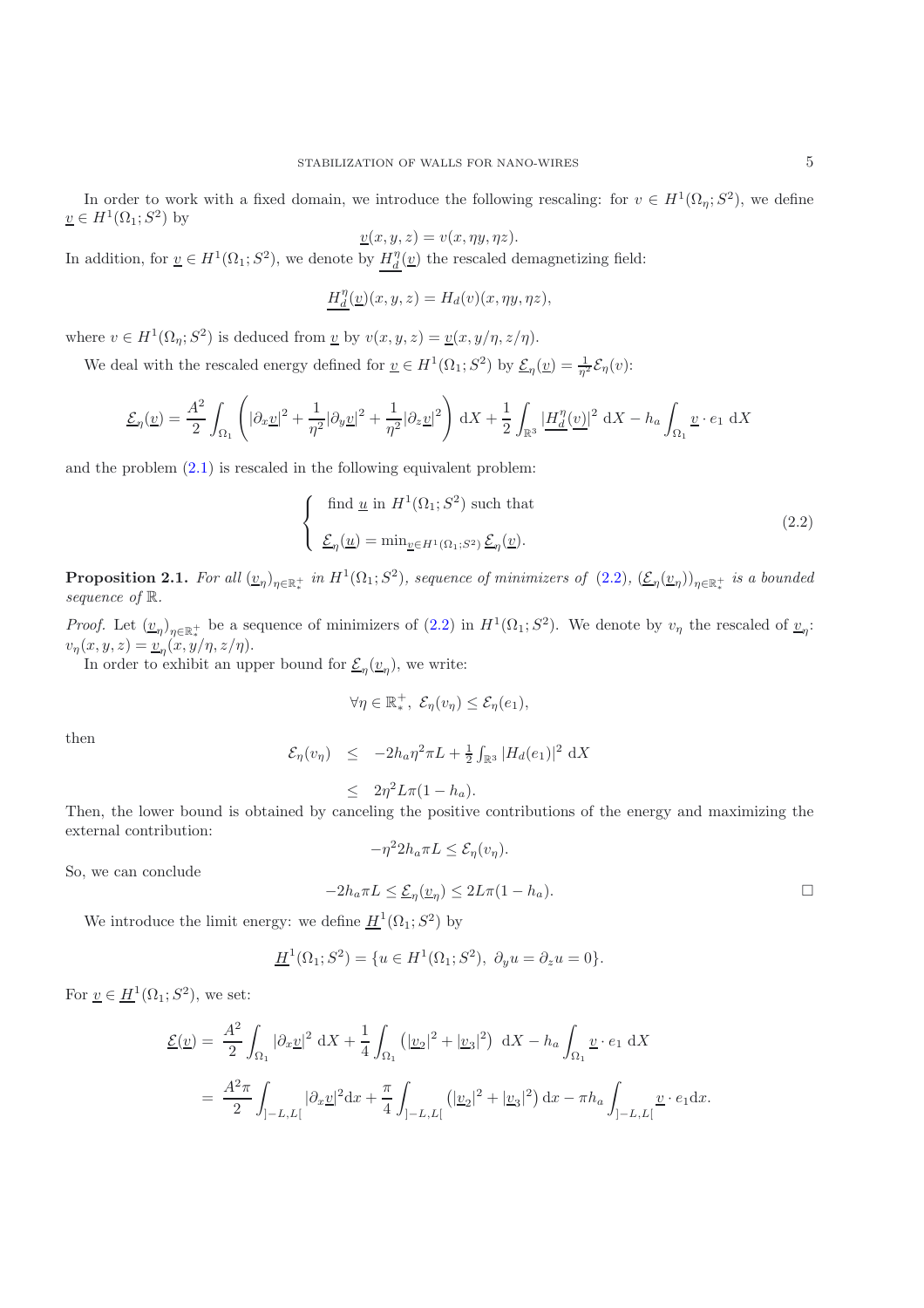In order to work with a fixed domain, we introduce the following rescaling: for $v \in H^1(\Omega_\eta; S^2)$, we define $\underline{v} \in H^1(\Omega_1; S^2)$ by

$$\underline{v}(x,y,z) = v(x, \eta y, \eta z).$$

In addition, for $\underline{v} \in H^1(\Omega_1; S^2)$, we denote by $\underline{H_d^\eta}(\underline{v})$ the rescaled demagnetizing field:

$$\underline{H_d^\eta}(\underline{v})(x,y,z) = H_d(v)(x, \eta y, \eta z),$$

where $v \in H^1(\Omega_\eta; S^2)$ is deduced from $\underline{v}$ by $v(x,y,z) = \underline{v}(x, y/\eta, z/\eta)$.

We deal with the rescaled energy defined for $\underline{v} \in H^1(\Omega_1; S^2)$ by $\underline{\mathcal{E}}_\eta(\underline{v}) = \frac{1}{\eta^2}\mathcal{E}_\eta(v)$:

$$\underline{\mathcal{E}}_\eta(\underline{v}) = \frac{A^2}{2}\int_{\Omega_1}\left(|\partial_x \underline{v}|^2 + \frac{1}{\eta^2}|\partial_y \underline{v}|^2 + \frac{1}{\eta^2}|\partial_z \underline{v}|^2\right) \mathrm{d}X + \frac{1}{2}\int_{\mathbb{R}^3} |\underline{H_d^\eta}(\underline{v})|^2 \,\mathrm{d}X - h_a \int_{\Omega_1} \underline{v}\cdot e_1 \,\mathrm{d}X$$

and the problem (2.1) is rescaled in the following equivalent problem:

$$\left\{ \begin{array}{l} \text{find } \underline{u} \text{ in } H^1(\Omega_1; S^2) \text{ such that} \\ \\ \underline{\mathcal{E}}_\eta(\underline{u}) = \min_{\underline{v}\in H^1(\Omega_1;S^2)} \underline{\mathcal{E}}_\eta(\underline{v}). \end{array} \right. \tag{2.2}$$

**Proposition 2.1.** *For all $(\underline{v}_\eta)_{\eta\in\mathbb{R}^+_*}$ in $H^1(\Omega_1; S^2)$, sequence of minimizers of (2.2), $(\underline{\mathcal{E}}_\eta(\underline{v}_\eta))_{\eta\in\mathbb{R}^+_*}$ is a bounded sequence of $\mathbb{R}$.*

*Proof.* Let $(\underline{v}_\eta)_{\eta\in\mathbb{R}^+_*}$ be a sequence of minimizers of (2.2) in $H^1(\Omega_1; S^2)$. We denote by $v_\eta$ the rescaled of $\underline{v}_\eta$: $v_\eta(x,y,z) = \underline{v}_\eta(x, y/\eta, z/\eta)$.

In order to exhibit an upper bound for $\underline{\mathcal{E}}_\eta(\underline{v}_\eta)$, we write:

$$\forall \eta \in \mathbb{R}^+_*,\ \mathcal{E}_\eta(v_\eta) \leq \mathcal{E}_\eta(e_1),$$

then

$$\begin{aligned} \mathcal{E}_\eta(v_\eta) &\leq -2h_a\eta^2\pi L + \tfrac{1}{2}\textstyle\int_{\mathbb{R}^3} |H_d(e_1)|^2 \,\mathrm{d}X \\ &\leq 2\eta^2 L\pi(1-h_a). \end{aligned}$$

Then, the lower bound is obtained by canceling the positive contributions of the energy and maximizing the external contribution:

$$-\eta^2 2h_a \pi L \leq \mathcal{E}_\eta(v_\eta).$$

So, we can conclude

$$-2h_a\pi L \leq \underline{\mathcal{E}}_\eta(\underline{v}_\eta) \leq 2L\pi(1-h_a). \qquad \square$$

We introduce the limit energy: we define $\underline{H}^1(\Omega_1; S^2)$ by

$$\underline{H}^1(\Omega_1; S^2) = \{u \in H^1(\Omega_1; S^2),\ \partial_y u = \partial_z u = 0\}.$$

For $\underline{v} \in \underline{H}^1(\Omega_1; S^2)$, we set:

$$\begin{aligned} \underline{\mathcal{E}}(\underline{v}) &= \frac{A^2}{2}\int_{\Omega_1} |\partial_x \underline{v}|^2 \,\mathrm{d}X + \frac{1}{4}\int_{\Omega_1}\left(|\underline{v}_2|^2 + |\underline{v}_3|^2\right)\,\mathrm{d}X - h_a\int_{\Omega_1} \underline{v}\cdot e_1 \,\mathrm{d}X \\ &= \frac{A^2\pi}{2}\int_{]-L,L[} |\partial_x \underline{v}|^2 \mathrm{d}x + \frac{\pi}{4}\int_{]-L,L[}\left(|\underline{v}_2|^2 + |\underline{v}_3|^2\right)\mathrm{d}x - \pi h_a \int_{]-L,L[} \underline{v}\cdot e_1 \mathrm{d}x. \end{aligned}$$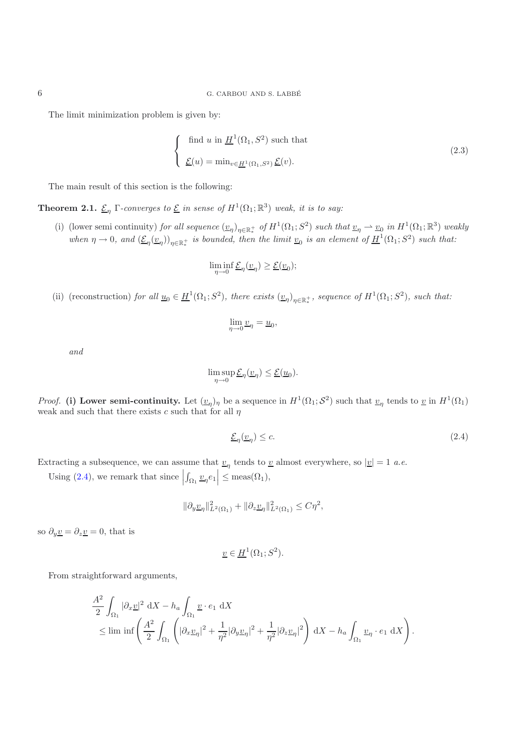The limit minimization problem is given by:

$$
\left\{
\begin{array}{l}
\text{find } u \text{ in } \underline{H}^1(\Omega_1, S^2) \text{ such that} \\[2mm]
\underline{\mathcal{E}}(u) = \min_{v \in \underline{H}^1(\Omega_1, S^2)} \underline{\mathcal{E}}(v).
\end{array}
\right.
\tag{2.3}
$$

The main result of this section is the following:

**Theorem 2.1.** *$\underline{\mathcal{E}}_\eta$ $\Gamma$-converges to $\underline{\mathcal{E}}$ in sense of $H^1(\Omega_1; \mathbb{R}^3)$ weak, it is to say:*

(i) (lower semi continuity) *for all sequence $(\underline{v}_\eta)_{\eta \in \mathbb{R}_*^+}$ of $H^1(\Omega_1; S^2)$ such that $\underline{v}_\eta \rightharpoonup \underline{v}_0$ in $H^1(\Omega_1; \mathbb{R}^3)$ weakly when $\eta \to 0$, and $(\underline{\mathcal{E}}_\eta(\underline{v}_\eta))_{\eta \in \mathbb{R}_*^+}$ is bounded, then the limit $\underline{v}_0$ is an element of $\underline{H}^1(\Omega_1; S^2)$ such that:*

$$\liminf_{\eta \to 0} \underline{\mathcal{E}}_\eta(\underline{v}_\eta) \geq \underline{\mathcal{E}}(\underline{v}_0);$$

(ii) (reconstruction) *for all $\underline{u}_0 \in \underline{H}^1(\Omega_1; S^2)$, there exists $(\underline{v}_\eta)_{\eta \in \mathbb{R}_*^+}$, sequence of $H^1(\Omega_1; S^2)$, such that:*

$$\lim_{\eta \to 0} \underline{v}_\eta = \underline{u}_0,$$

*and*

$$\limsup_{\eta \to 0} \underline{\mathcal{E}}_\eta(\underline{v}_\eta) \leq \underline{\mathcal{E}}(\underline{u}_0).$$

*Proof.* **(i) Lower semi-continuity.** Let $(\underline{v}_\eta)_\eta$ be a sequence in $H^1(\Omega_1; \mathcal{S}^2)$ such that $\underline{v}_\eta$ tends to $\underline{v}$ in $H^1(\Omega_1)$ weak and such that there exists $c$ such that for all $\eta$

$$\underline{\mathcal{E}}_\eta(\underline{v}_\eta) \leq c. \tag{2.4}$$

Extracting a subsequence, we can assume that $\underline{v}_\eta$ tends to $\underline{v}$ almost everywhere, so $|\underline{v}| = 1$ *a.e.*

Using (2.4), we remark that since $\left| \int_{\Omega_1} \underline{v}_\eta e_1 \right| \leq \operatorname{meas}(\Omega_1)$,

$$\|\partial_y \underline{v}_\eta\|^2_{L^2(\Omega_1)} + \|\partial_z \underline{v}_\eta\|^2_{L^2(\Omega_1)} \leq C\eta^2,$$

so $\partial_y \underline{v} = \partial_z \underline{v} = 0$, that is

$$\underline{v} \in \underline{H}^1(\Omega_1; S^2).$$

From straightforward arguments,

$$
\begin{aligned}
&\frac{A^2}{2} \int_{\Omega_1} |\partial_x \underline{v}|^2 \, \mathrm{d}X - h_a \int_{\Omega_1} \underline{v} \cdot e_1 \, \mathrm{d}X \\
&\quad \leq \lim\inf \left( \frac{A^2}{2} \int_{\Omega_1} \left( |\partial_x \underline{v}_\eta|^2 + \frac{1}{\eta^2} |\partial_y \underline{v}_\eta|^2 + \frac{1}{\eta^2} |\partial_z \underline{v}_\eta|^2 \right) \mathrm{d}X - h_a \int_{\Omega_1} \underline{v}_\eta \cdot e_1 \, \mathrm{d}X \right).
\end{aligned}
$$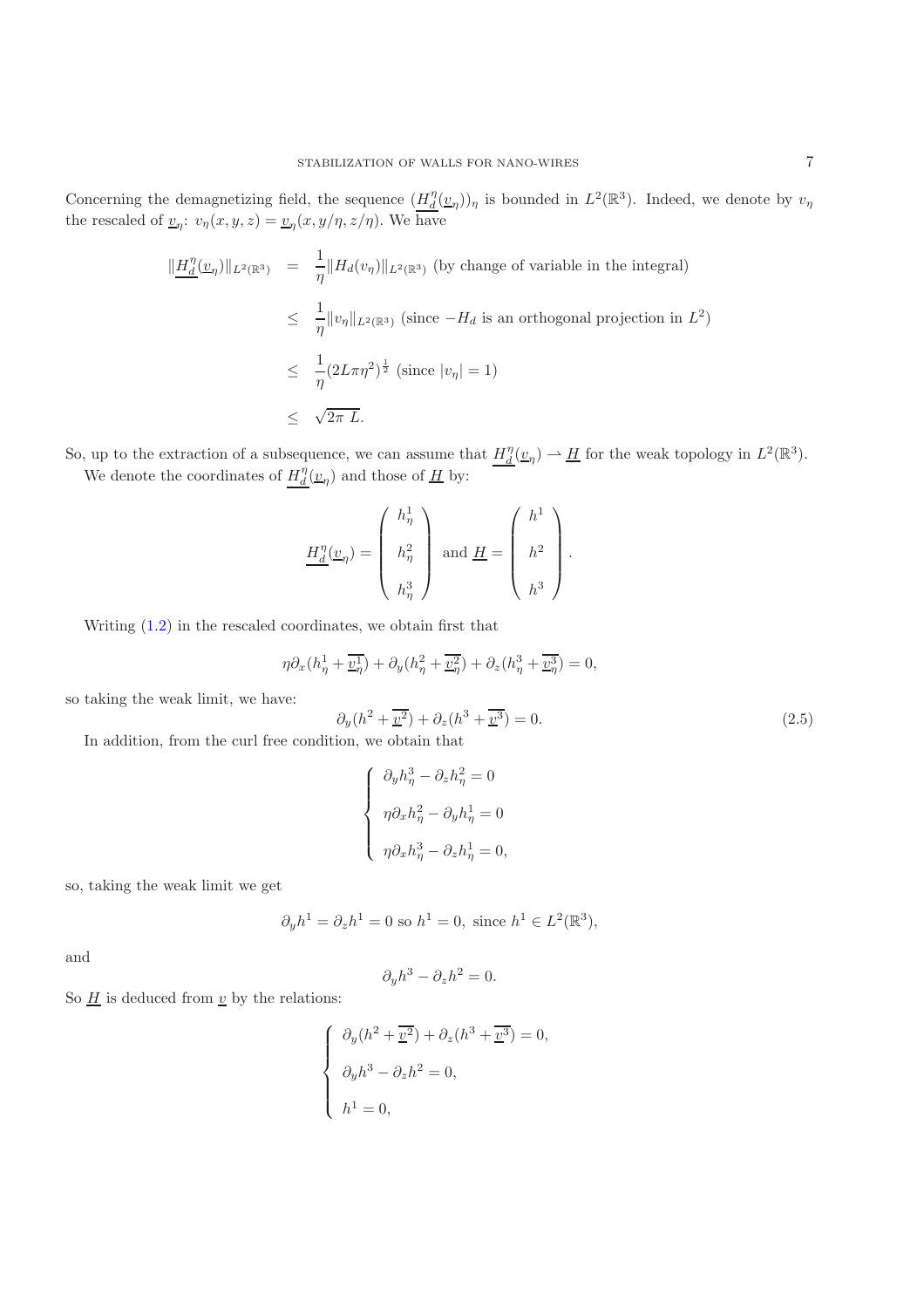Concerning the demagnetizing field, the sequence $(\underline{H_d^\eta}(\underline{v}_\eta))_\eta$ is bounded in $L^2(\mathbb{R}^3)$. Indeed, we denote by $v_\eta$ the rescaled of $\underline{v}_\eta$: $v_\eta(x,y,z) = \underline{v}_\eta(x, y/\eta, z/\eta)$. We have

$$
\begin{aligned}
\|\underline{H_d^\eta}(\underline{v}_\eta)\|_{L^2(\mathbb{R}^3)} &= \frac{1}{\eta}\|H_d(v_\eta)\|_{L^2(\mathbb{R}^3)} \text{ (by change of variable in the integral)} \\
&\leq \frac{1}{\eta}\|v_\eta\|_{L^2(\mathbb{R}^3)} \text{ (since } -H_d \text{ is an orthogonal projection in } L^2) \\
&\leq \frac{1}{\eta}(2L\pi\eta^2)^{\frac{1}{2}} \text{ (since } |v_\eta| = 1) \\
&\leq \sqrt{2\pi\, L}.
\end{aligned}
$$

So, up to the extraction of a subsequence, we can assume that $\underline{H_d^\eta}(\underline{v}_\eta) \rightharpoonup \underline{H}$ for the weak topology in $L^2(\mathbb{R}^3)$.

We denote the coordinates of $\underline{H_d^\eta}(\underline{v}_\eta)$ and those of $\underline{H}$ by:

$$
\underline{H_d^\eta}(\underline{v}_\eta) = \begin{pmatrix} h_\eta^1 \\ h_\eta^2 \\ h_\eta^3 \end{pmatrix} \text{ and } \underline{H} = \begin{pmatrix} h^1 \\ h^2 \\ h^3 \end{pmatrix}.
$$

Writing (1.2) in the rescaled coordinates, we obtain first that

$$
\eta\partial_x(h_\eta^1 + \overline{\underline{v}_\eta^1}) + \partial_y(h_\eta^2 + \overline{\underline{v}_\eta^2}) + \partial_z(h_\eta^3 + \overline{\underline{v}_\eta^3}) = 0,
$$

so taking the weak limit, we have:

$$
\partial_y(h^2 + \overline{\underline{v}^2}) + \partial_z(h^3 + \overline{\underline{v}^3}) = 0. \tag{2.5}
$$

In addition, from the curl free condition, we obtain that

$$
\begin{cases}
\partial_y h_\eta^3 - \partial_z h_\eta^2 = 0 \\
\eta\partial_x h_\eta^2 - \partial_y h_\eta^1 = 0 \\
\eta\partial_x h_\eta^3 - \partial_z h_\eta^1 = 0,
\end{cases}
$$

so, taking the weak limit we get

$$
\partial_y h^1 = \partial_z h^1 = 0 \text{ so } h^1 = 0, \text{ since } h^1 \in L^2(\mathbb{R}^3),
$$

and

$$
\partial_y h^3 - \partial_z h^2 = 0.
$$

So $\underline{H}$ is deduced from $\underline{v}$ by the relations:

$$
\begin{cases}
\partial_y(h^2 + \overline{\underline{v}^2}) + \partial_z(h^3 + \overline{\underline{v}^3}) = 0, \\
\partial_y h^3 - \partial_z h^2 = 0, \\
h^1 = 0,
\end{cases}
$$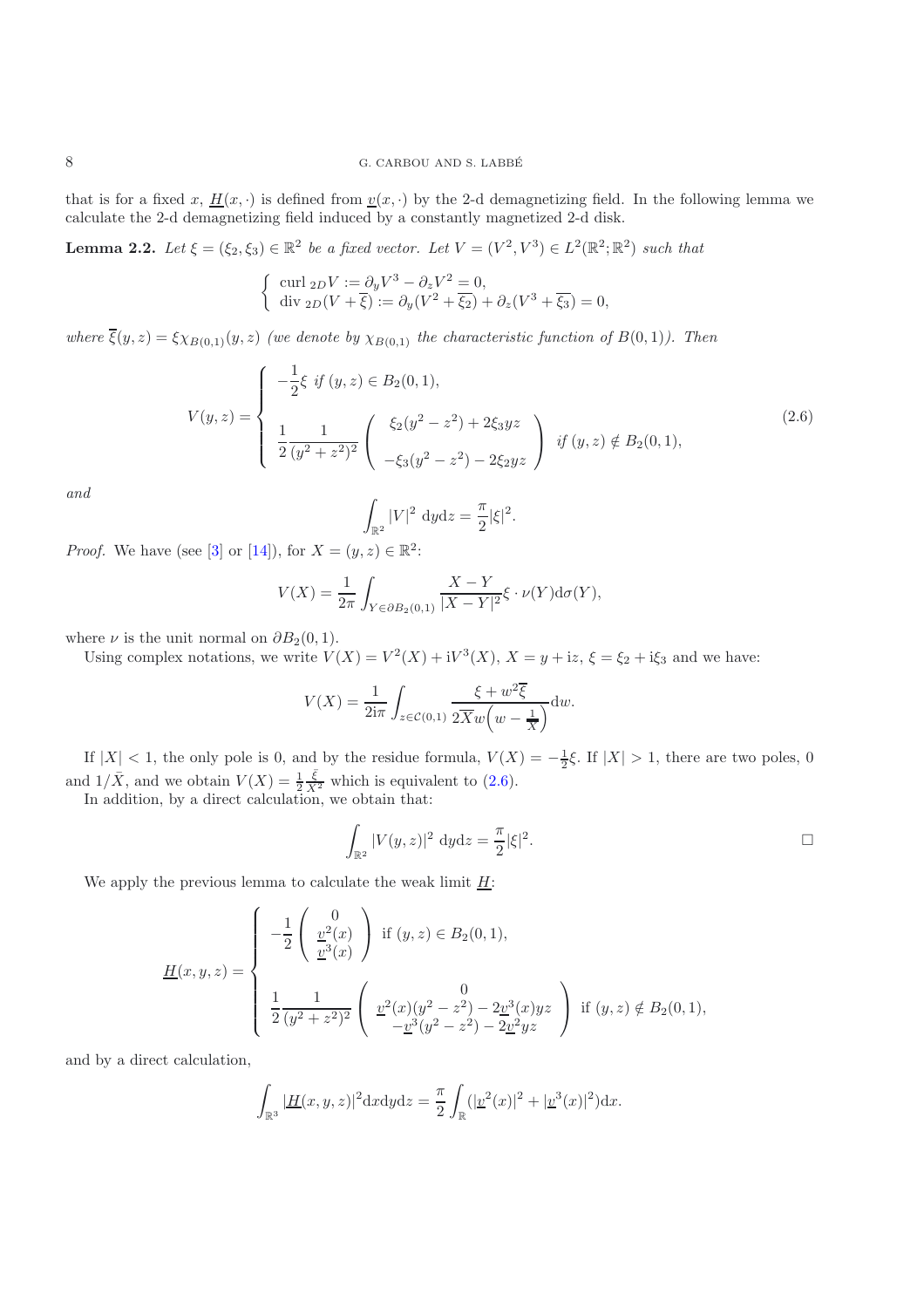that is for a fixed $x$, $\underline{H}(x,\cdot)$ is defined from $\underline{v}(x,\cdot)$ by the 2-d demagnetizing field. In the following lemma we calculate the 2-d demagnetizing field induced by a constantly magnetized 2-d disk.

**Lemma 2.2.** *Let $\xi = (\xi_2, \xi_3) \in \mathbb{R}^2$ be a fixed vector. Let $V = (V^2, V^3) \in L^2(\mathbb{R}^2; \mathbb{R}^2)$ such that*

$$
\begin{cases}
\text{curl }_{2D} V := \partial_y V^3 - \partial_z V^2 = 0, \\
\text{div }_{2D}(V + \overline{\xi}) := \partial_y (V^2 + \overline{\xi_2}) + \partial_z (V^3 + \overline{\xi_3}) = 0,
\end{cases}
$$

*where $\overline{\xi}(y,z) = \xi \chi_{B(0,1)}(y,z)$ (we denote by $\chi_{B(0,1)}$ the characteristic function of $B(0,1)$). Then*

$$
V(y,z) = \begin{cases}
-\dfrac{1}{2}\xi \ \text{ if } (y,z) \in B_2(0,1), \\[2ex]
\dfrac{1}{2}\dfrac{1}{(y^2+z^2)^2}\begin{pmatrix} \xi_2(y^2 - z^2) + 2\xi_3 yz \\ -\xi_3(y^2 - z^2) - 2\xi_2 yz \end{pmatrix} \ \text{ if } (y,z) \notin B_2(0,1),
\end{cases}
\tag{2.6}
$$

*and*

$$
\int_{\mathbb{R}^2} |V|^2 \, \mathrm{d}y\mathrm{d}z = \frac{\pi}{2}|\xi|^2.
$$

*Proof.* We have (see [3] or [14]), for $X = (y,z) \in \mathbb{R}^2$:

$$
V(X) = \frac{1}{2\pi}\int_{Y \in \partial B_2(0,1)} \frac{X - Y}{|X - Y|^2} \xi \cdot \nu(Y) \mathrm{d}\sigma(Y),
$$

where $\nu$ is the unit normal on $\partial B_2(0,1)$.

Using complex notations, we write $V(X) = V^2(X) + \mathrm{i}V^3(X)$, $X = y + \mathrm{i}z$, $\xi = \xi_2 + \mathrm{i}\xi_3$ and we have:

$$
V(X) = \frac{1}{2\mathrm{i}\pi}\int_{z \in \mathcal{C}(0,1)} \frac{\xi + w^2\overline{\xi}}{2\overline{X}w\left(w - \frac{1}{\overline{X}}\right)} \mathrm{d}w.
$$

If $|X| < 1$, the only pole is 0, and by the residue formula, $V(X) = -\frac{1}{2}\xi$. If $|X| > 1$, there are two poles, 0 and $1/\bar{X}$, and we obtain $V(X) = \frac{1}{2}\frac{\bar{\xi}}{X^2}$ which is equivalent to (2.6).

In addition, by a direct calculation, we obtain that:

$$
\int_{\mathbb{R}^2} |V(y,z)|^2 \, \mathrm{d}y\mathrm{d}z = \frac{\pi}{2}|\xi|^2. \qquad \square
$$

We apply the previous lemma to calculate the weak limit $\underline{H}$:

$$
\underline{H}(x,y,z) = \begin{cases}
-\dfrac{1}{2}\begin{pmatrix} 0 \\ \underline{v}^2(x) \\ \underline{v}^3(x) \end{pmatrix} \ \text{ if } (y,z) \in B_2(0,1), \\[4ex]
\dfrac{1}{2}\dfrac{1}{(y^2+z^2)^2}\begin{pmatrix} 0 \\ \underline{v}^2(x)(y^2 - z^2) - 2\underline{v}^3(x)yz \\ -\underline{v}^3(y^2 - z^2) - 2\underline{v}^2 yz \end{pmatrix} \ \text{ if } (y,z) \notin B_2(0,1),
\end{cases}
$$

and by a direct calculation,

$$
\int_{\mathbb{R}^3} |\underline{H}(x,y,z)|^2 \mathrm{d}x\mathrm{d}y\mathrm{d}z = \frac{\pi}{2}\int_{\mathbb{R}} (|\underline{v}^2(x)|^2 + |\underline{v}^3(x)|^2)\mathrm{d}x.
$$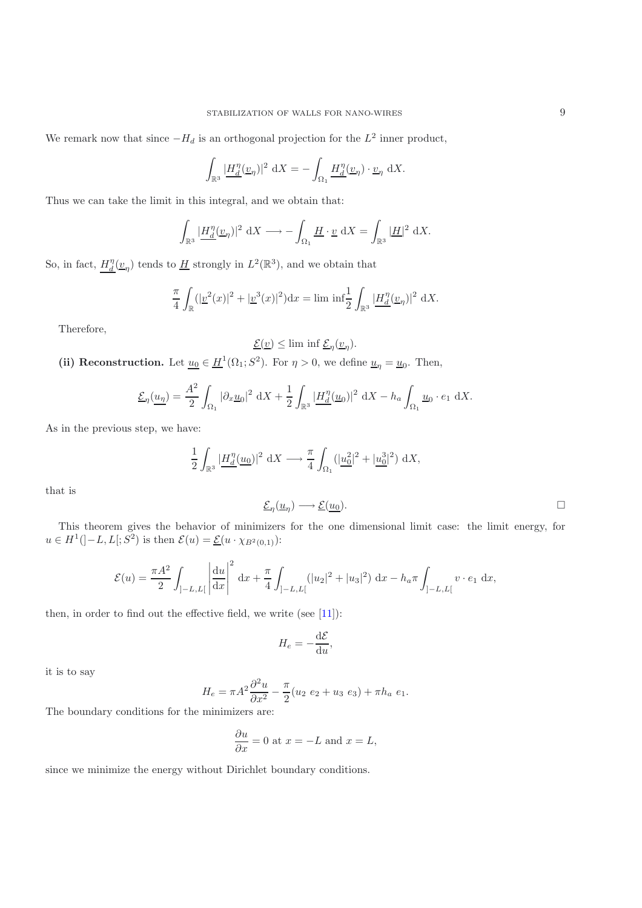We remark now that since $-H_d$ is an orthogonal projection for the $L^2$ inner product,

$$\int_{\mathbb{R}^3} |\underline{H_d^\eta}(\underline{v}_\eta)|^2 \, \mathrm{d}X = -\int_{\Omega_1} \underline{H_d^\eta}(\underline{v}_\eta) \cdot \underline{v}_\eta \, \mathrm{d}X.$$

Thus we can take the limit in this integral, and we obtain that:

$$\int_{\mathbb{R}^3} |\underline{H_d^\eta}(\underline{v}_\eta)|^2 \, \mathrm{d}X \longrightarrow -\int_{\Omega_1} \underline{H} \cdot \underline{v} \, \mathrm{d}X = \int_{\mathbb{R}^3} |\underline{H}|^2 \, \mathrm{d}X.$$

So, in fact, $\underline{H_d^\eta}(\underline{v}_\eta)$ tends to $\underline{H}$ strongly in $L^2(\mathbb{R}^3)$, and we obtain that

$$\frac{\pi}{4} \int_{\mathbb{R}} (|\underline{v}^2(x)|^2 + |\underline{v}^3(x)|^2) \mathrm{d}x = \lim \inf \frac{1}{2} \int_{\mathbb{R}^3} |\underline{H_d^\eta}(\underline{v}_\eta)|^2 \, \mathrm{d}X.$$

Therefore,

$$\underline{\mathcal{E}}(\underline{v}) \leq \lim \inf \underline{\mathcal{E}}_\eta(\underline{v}_\eta).$$

**(ii) Reconstruction.** Let $\underline{u_0} \in \underline{H}^1(\Omega_1; S^2)$. For $\eta > 0$, we define $\underline{u}_\eta = \underline{u}_0$. Then,

$$\underline{\mathcal{E}}_\eta(\underline{u_\eta}) = \frac{A^2}{2} \int_{\Omega_1} |\partial_x \underline{u}_0|^2 \, \mathrm{d}X + \frac{1}{2} \int_{\mathbb{R}^3} |\underline{H_d^\eta}(\underline{u_0})|^2 \, \mathrm{d}X - h_a \int_{\Omega_1} \underline{u}_0 \cdot e_1 \, \mathrm{d}X.$$

As in the previous step, we have:

$$\frac{1}{2} \int_{\mathbb{R}^3} |\underline{H_d^\eta}(\underline{u_0})|^2 \, \mathrm{d}X \longrightarrow \frac{\pi}{4} \int_{\Omega_1} (|\underline{u_0^2}|^2 + |\underline{u_0^3}|^2) \, \mathrm{d}X,$$

that is

$$\underline{\mathcal{E}}_\eta(\underline{u}_\eta) \longrightarrow \underline{\mathcal{E}}(\underline{u_0}). \qquad \square$$

This theorem gives the behavior of minimizers for the one dimensional limit case: the limit energy, for $u \in H^1(]-L, L[; S^2)$ is then $\mathcal{E}(u) = \underline{\mathcal{E}}(u \cdot \chi_{B^2(0,1)})$:

$$\mathcal{E}(u) = \frac{\pi A^2}{2} \int_{]-L,L[} \left| \frac{\mathrm{d}u}{\mathrm{d}x} \right|^2 \, \mathrm{d}x + \frac{\pi}{4} \int_{]-L,L[} (|u_2|^2 + |u_3|^2) \, \mathrm{d}x - h_a \pi \int_{]-L,L[} v \cdot e_1 \, \mathrm{d}x,$$

then, in order to find out the effective field, we write (see [11]):

$$H_e = -\frac{\mathrm{d}\mathcal{E}}{\mathrm{d}u},$$

it is to say

$$H_e = \pi A^2 \frac{\partial^2 u}{\partial x^2} - \frac{\pi}{2}(u_2 \, e_2 + u_3 \, e_3) + \pi h_a \, e_1.$$

The boundary conditions for the minimizers are:

$$\frac{\partial u}{\partial x} = 0 \text{ at } x = -L \text{ and } x = L,$$

since we minimize the energy without Dirichlet boundary conditions.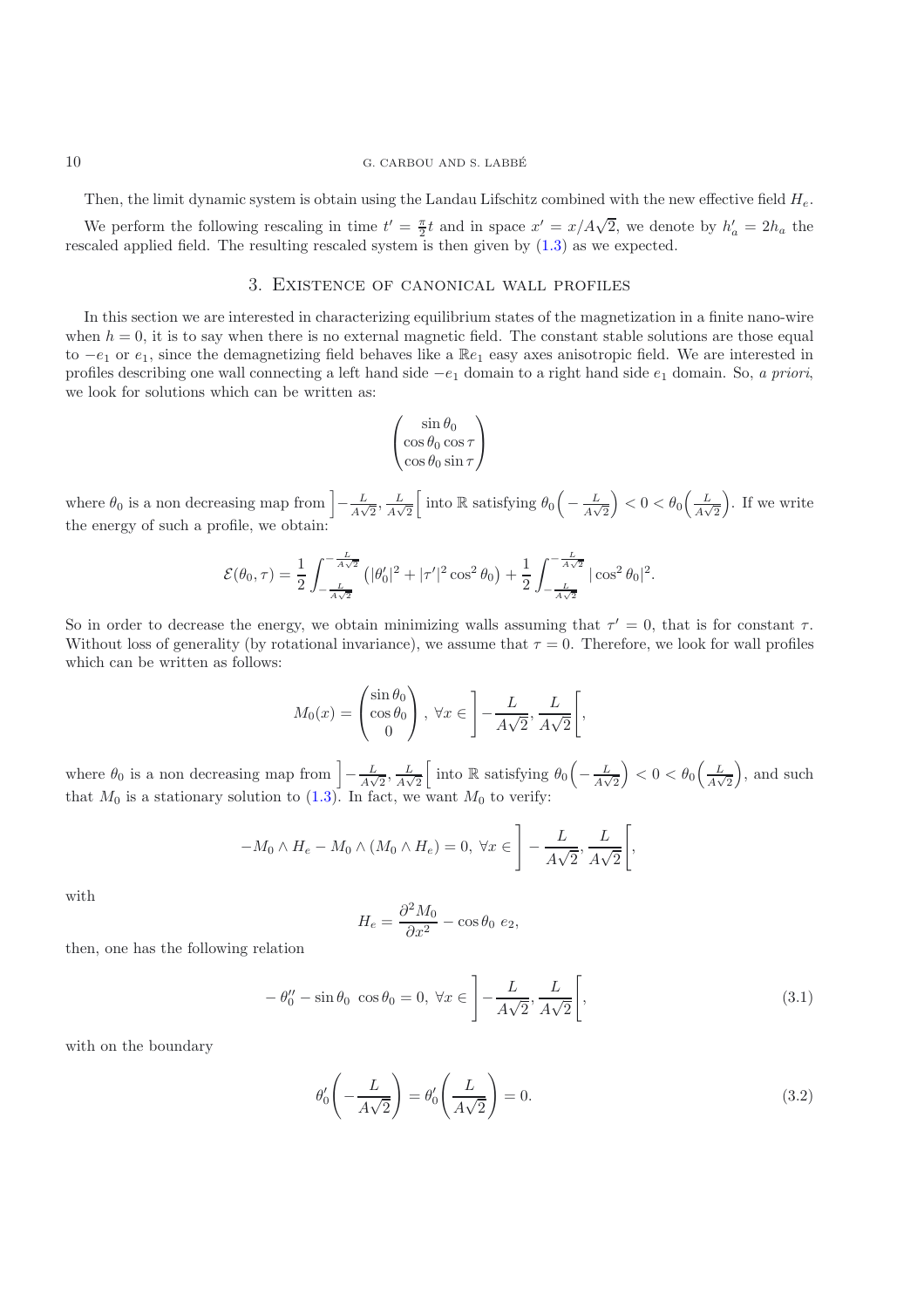Then, the limit dynamic system is obtain using the Landau Lifschitz combined with the new effective field $H_e$.

We perform the following rescaling in time $t' = \frac{\pi}{2}t$ and in space $x' = x/A\sqrt{2}$, we denote by $h'_a = 2h_a$ the rescaled applied field. The resulting rescaled system is then given by (1.3) as we expected.

## 3. Existence of canonical wall profiles

In this section we are interested in characterizing equilibrium states of the magnetization in a finite nano-wire when $h = 0$, it is to say when there is no external magnetic field. The constant stable solutions are those equal to $-e_1$ or $e_1$, since the demagnetizing field behaves like a $\mathbb{R}e_1$ easy axes anisotropic field. We are interested in profiles describing one wall connecting a left hand side $-e_1$ domain to a right hand side $e_1$ domain. So, *a priori*, we look for solutions which can be written as:

$$\begin{pmatrix} \sin\theta_0 \\ \cos\theta_0 \cos\tau \\ \cos\theta_0 \sin\tau \end{pmatrix}$$

where $\theta_0$ is a non decreasing map from $\left]-\frac{L}{A\sqrt{2}}, \frac{L}{A\sqrt{2}}\right[$ into $\mathbb{R}$ satisfying $\theta_0\left(-\frac{L}{A\sqrt{2}}\right) < 0 < \theta_0\left(\frac{L}{A\sqrt{2}}\right)$. If we write the energy of such a profile, we obtain:

$$\mathcal{E}(\theta_0, \tau) = \frac{1}{2}\int_{-\frac{L}{A\sqrt{2}}}^{-\frac{L}{A\sqrt{2}}} \left(|\theta_0'|^2 + |\tau'|^2 \cos^2\theta_0\right) + \frac{1}{2}\int_{-\frac{L}{A\sqrt{2}}}^{-\frac{L}{A\sqrt{2}}} |\cos^2\theta_0|^2.$$

So in order to decrease the energy, we obtain minimizing walls assuming that $\tau' = 0$, that is for constant $\tau$. Without loss of generality (by rotational invariance), we assume that $\tau = 0$. Therefore, we look for wall profiles which can be written as follows:

$$M_0(x) = \begin{pmatrix} \sin\theta_0 \\ \cos\theta_0 \\ 0 \end{pmatrix},\ \forall x \in \left]-\frac{L}{A\sqrt{2}}, \frac{L}{A\sqrt{2}}\right[,$$

where $\theta_0$ is a non decreasing map from $\left]-\frac{L}{A\sqrt{2}}, \frac{L}{A\sqrt{2}}\right[$ into $\mathbb{R}$ satisfying $\theta_0\left(-\frac{L}{A\sqrt{2}}\right) < 0 < \theta_0\left(\frac{L}{A\sqrt{2}}\right)$, and such that $M_0$ is a stationary solution to (1.3). In fact, we want $M_0$ to verify:

$$-M_0 \wedge H_e - M_0 \wedge (M_0 \wedge H_e) = 0,\ \forall x \in \left]-\frac{L}{A\sqrt{2}}, \frac{L}{A\sqrt{2}}\right[,$$

with

$$H_e = \frac{\partial^2 M_0}{\partial x^2} - \cos\theta_0\ e_2,$$

then, one has the following relation

$$-\theta_0'' - \sin\theta_0\ \cos\theta_0 = 0,\ \forall x \in \left]-\frac{L}{A\sqrt{2}}, \frac{L}{A\sqrt{2}}\right[, \tag{3.1}$$

with on the boundary

$$\theta_0'\left(-\frac{L}{A\sqrt{2}}\right) = \theta_0'\left(\frac{L}{A\sqrt{2}}\right) = 0. \tag{3.2}$$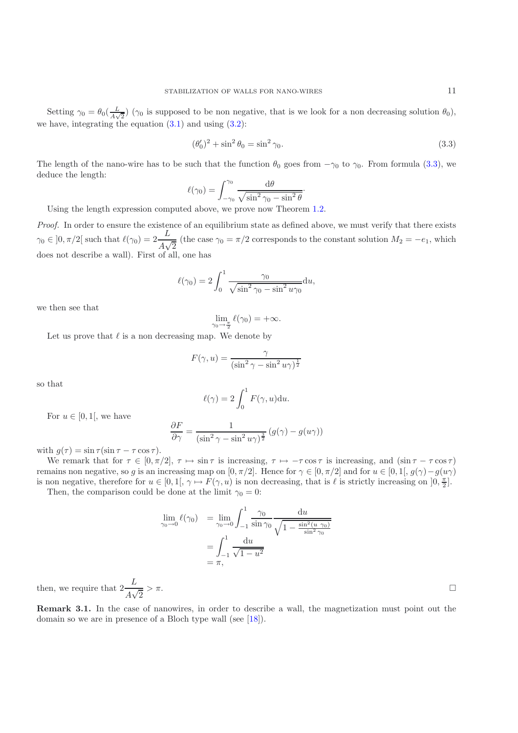Setting $\gamma_0 = \theta_0(\frac{L}{A\sqrt{2}})$ ($\gamma_0$ is supposed to be non negative, that is we look for a non decreasing solution $\theta_0$), we have, integrating the equation (3.1) and using (3.2):

$$(\theta_0')^2 + \sin^2\theta_0 = \sin^2\gamma_0. \tag{3.3}$$

The length of the nano-wire has to be such that the function $\theta_0$ goes from $-\gamma_0$ to $\gamma_0$. From formula (3.3), we deduce the length:

$$\ell(\gamma_0) = \int_{-\gamma_0}^{\gamma_0} \frac{\mathrm{d}\theta}{\sqrt{\sin^2\gamma_0 - \sin^2\theta}}.$$

Using the length expression computed above, we prove now Theorem 1.2.

*Proof.* In order to ensure the existence of an equilibrium state as defined above, we must verify that there exists $\gamma_0 \in ]0, \pi/2[$ such that $\ell(\gamma_0) = 2\dfrac{L}{A\sqrt{2}}$ (the case $\gamma_0 = \pi/2$ corresponds to the constant solution $M_2 = -e_1$, which does not describe a wall). First of all, one has

$$\ell(\gamma_0) = 2\int_0^1 \frac{\gamma_0}{\sqrt{\sin^2\gamma_0 - \sin^2 u\gamma_0}}\mathrm{d}u,$$

we then see that

$$\lim_{\gamma_0 \to \frac{\pi}{2}} \ell(\gamma_0) = +\infty.$$

Let us prove that $\ell$ is a non decreasing map. We denote by

$$F(\gamma, u) = \frac{\gamma}{(\sin^2\gamma - \sin^2 u\gamma)^{\frac{1}{2}}}$$

so that

$$\ell(\gamma) = 2\int_0^1 F(\gamma, u)\mathrm{d}u.$$

For $u \in [0, 1[$, we have

$$\frac{\partial F}{\partial \gamma} = \frac{1}{(\sin^2\gamma - \sin^2 u\gamma)^{\frac{3}{2}}}\left(g(\gamma) - g(u\gamma)\right)$$

with $g(\tau) = \sin\tau(\sin\tau - \tau\cos\tau)$.

We remark that for $\tau \in [0, \pi/2]$, $\tau \mapsto \sin\tau$ is increasing, $\tau \mapsto -\tau\cos\tau$ is increasing, and $(\sin\tau - \tau\cos\tau)$ remains non negative, so $g$ is an increasing map on $[0, \pi/2]$. Hence for $\gamma \in [0, \pi/2]$ and for $u \in [0, 1[$, $g(\gamma) - g(u\gamma)$ is non negative, therefore for $u \in [0, 1[$, $\gamma \mapsto F(\gamma, u)$ is non decreasing, that is $\ell$ is strictly increasing on $]0, \frac{\pi}{2}]$.

Then, the comparison could be done at the limit $\gamma_0 = 0$:

$$\begin{aligned}
\lim_{\gamma_0 \to 0} \ell(\gamma_0) &= \lim_{\gamma_0 \to 0} \int_{-1}^{1} \frac{\gamma_0}{\sin\gamma_0} \frac{\mathrm{d}u}{\sqrt{1 - \frac{\sin^2(u\ \gamma_0)}{\sin^2\gamma_0}}} \\
&= \int_{-1}^{1} \frac{\mathrm{d}u}{\sqrt{1-u^2}} \\
&= \pi,
\end{aligned}$$

then, we require that $2\dfrac{L}{A\sqrt{2}} > \pi$. □

**Remark 3.1.** In the case of nanowires, in order to describe a wall, the magnetization must point out the domain so we are in presence of a Bloch type wall (see [18]).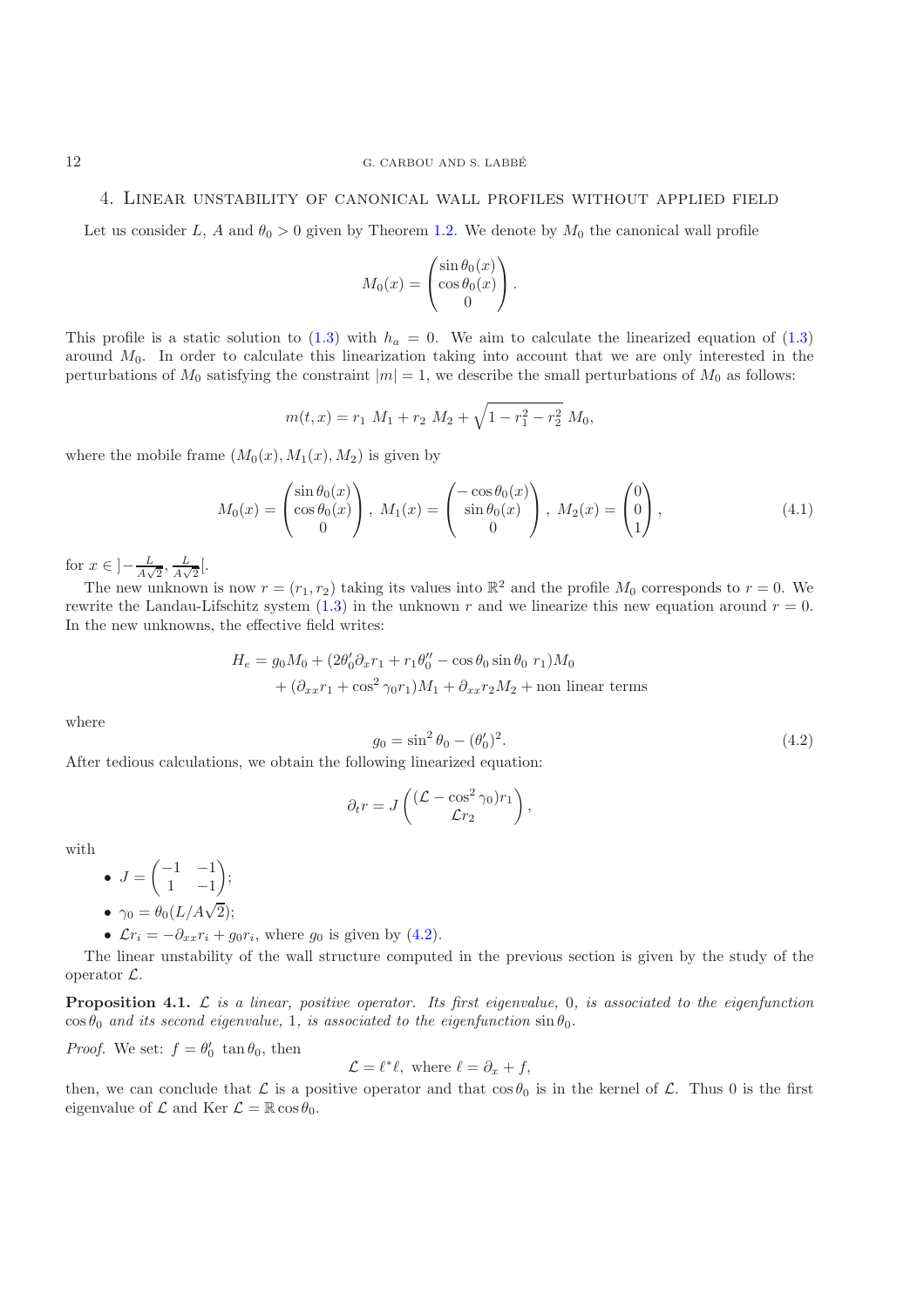## 4. Linear unstability of canonical wall profiles without applied field

Let us consider $L$, $A$ and $\theta_0 > 0$ given by Theorem 1.2. We denote by $M_0$ the canonical wall profile

$$M_0(x) = \begin{pmatrix} \sin\theta_0(x) \\ \cos\theta_0(x) \\ 0 \end{pmatrix}.$$

This profile is a static solution to (1.3) with $h_a = 0$. We aim to calculate the linearized equation of (1.3) around $M_0$. In order to calculate this linearization taking into account that we are only interested in the perturbations of $M_0$ satisfying the constraint $|m| = 1$, we describe the small perturbations of $M_0$ as follows:

$$m(t,x) = r_1 \; M_1 + r_2 \; M_2 + \sqrt{1 - r_1^2 - r_2^2}\; M_0,$$

where the mobile frame $(M_0(x), M_1(x), M_2)$ is given by

$$M_0(x) = \begin{pmatrix} \sin\theta_0(x) \\ \cos\theta_0(x) \\ 0 \end{pmatrix},\; M_1(x) = \begin{pmatrix} -\cos\theta_0(x) \\ \sin\theta_0(x) \\ 0 \end{pmatrix},\; M_2(x) = \begin{pmatrix} 0 \\ 0 \\ 1 \end{pmatrix}, \tag{4.1}$$

for $x \in ]-\frac{L}{A\sqrt{2}}, \frac{L}{A\sqrt{2}}[$.

The new unknown is now $r = (r_1, r_2)$ taking its values into $\mathbb{R}^2$ and the profile $M_0$ corresponds to $r = 0$. We rewrite the Landau-Lifschitz system (1.3) in the unknown $r$ and we linearize this new equation around $r = 0$. In the new unknowns, the effective field writes:

$$\begin{aligned} H_e = {} & g_0 M_0 + (2\theta_0' \partial_x r_1 + r_1 \theta_0'' - \cos\theta_0 \sin\theta_0 \; r_1) M_0 \\ & + (\partial_{xx} r_1 + \cos^2\gamma_0 r_1) M_1 + \partial_{xx} r_2 M_2 + \text{non linear terms} \end{aligned}$$

where

$$g_0 = \sin^2\theta_0 - (\theta_0')^2. \tag{4.2}$$

After tedious calculations, we obtain the following linearized equation:

$$\partial_t r = J \begin{pmatrix} (\mathcal{L} - \cos^2\gamma_0) r_1 \\ \mathcal{L} r_2 \end{pmatrix},$$

with

- $J = \begin{pmatrix} -1 & -1 \\ 1 & -1 \end{pmatrix}$;
- $\gamma_0 = \theta_0(L/A\sqrt{2})$;
- $\mathcal{L} r_i = -\partial_{xx} r_i + g_0 r_i$, where $g_0$ is given by (4.2).

The linear unstability of the wall structure computed in the previous section is given by the study of the operator $\mathcal{L}$.

**Proposition 4.1.** *$\mathcal{L}$ is a linear, positive operator. Its first eigenvalue,* 0*, is associated to the eigenfunction $\cos\theta_0$ and its second eigenvalue,* 1*, is associated to the eigenfunction $\sin\theta_0$.*

*Proof.* We set: $f = \theta_0' \; \tan\theta_0$, then

$$\mathcal{L} = \ell^* \ell, \text{ where } \ell = \partial_x + f,$$

then, we can conclude that $\mathcal{L}$ is a positive operator and that $\cos\theta_0$ is in the kernel of $\mathcal{L}$. Thus 0 is the first eigenvalue of $\mathcal{L}$ and Ker $\mathcal{L} = \mathbb{R}\cos\theta_0$.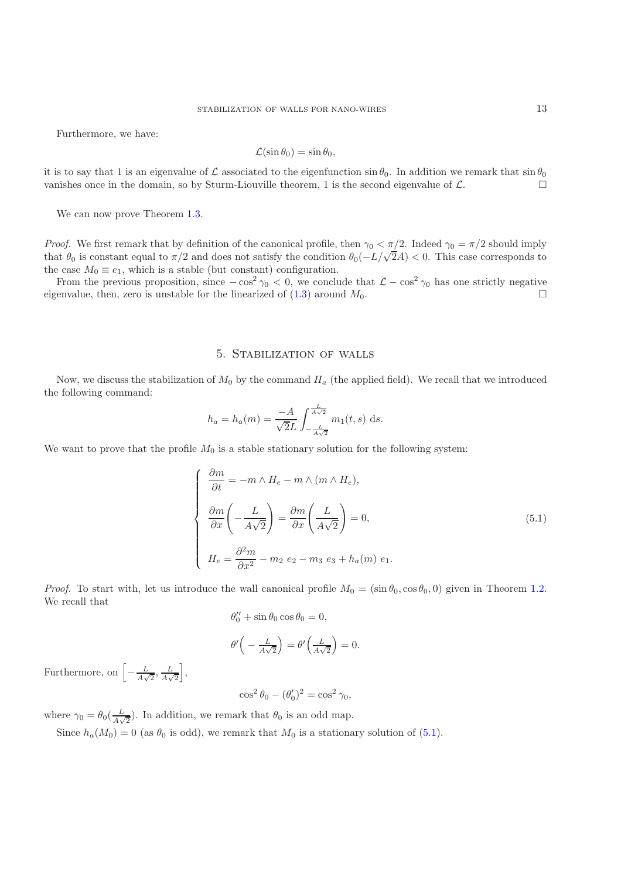Furthermore, we have:

$$\mathcal{L}(\sin\theta_0) = \sin\theta_0,$$

it is to say that 1 is an eigenvalue of $\mathcal{L}$ associated to the eigenfunction $\sin\theta_0$. In addition we remark that $\sin\theta_0$ vanishes once in the domain, so by Sturm-Liouville theorem, 1 is the second eigenvalue of $\mathcal{L}$. $\square$

We can now prove Theorem 1.3.

*Proof.* We first remark that by definition of the canonical profile, then $\gamma_0 < \pi/2$. Indeed $\gamma_0 = \pi/2$ should imply that $\theta_0$ is constant equal to $\pi/2$ and does not satisfy the condition $\theta_0(-L/\sqrt{2}A) < 0$. This case corresponds to the case $M_0 \equiv e_1$, which is a stable (but constant) configuration.

From the previous proposition, since $-\cos^2\gamma_0 < 0$, we conclude that $\mathcal{L} - \cos^2\gamma_0$ has one strictly negative eigenvalue, then, zero is unstable for the linearized of (1.3) around $M_0$. $\square$

## 5. Stabilization of walls

Now, we discuss the stabilization of $M_0$ by the command $H_a$ (the applied field). We recall that we introduced the following command:

$$h_a = h_a(m) = \frac{-A}{\sqrt{2}L}\int_{-\frac{L}{A\sqrt{2}}}^{\frac{L}{A\sqrt{2}}} m_1(t,s)\ \mathrm{d}s.$$

We want to prove that the profile $M_0$ is a stable stationary solution for the following system:

$$\begin{cases} \dfrac{\partial m}{\partial t} = -m \wedge H_e - m \wedge (m \wedge H_e), \\[2ex] \dfrac{\partial m}{\partial x}\left(-\dfrac{L}{A\sqrt{2}}\right) = \dfrac{\partial m}{\partial x}\left(\dfrac{L}{A\sqrt{2}}\right) = 0, \\[2ex] H_e = \dfrac{\partial^2 m}{\partial x^2} - m_2\ e_2 - m_3\ e_3 + h_a(m)\ e_1. \end{cases} \tag{5.1}$$

*Proof.* To start with, let us introduce the wall canonical profile $M_0 = (\sin\theta_0, \cos\theta_0, 0)$ given in Theorem 1.2. We recall that

$$\theta_0'' + \sin\theta_0\cos\theta_0 = 0,$$

$$\theta'\Big(-\tfrac{L}{A\sqrt{2}}\Big) = \theta'\Big(\tfrac{L}{A\sqrt{2}}\Big) = 0.$$

Furthermore, on $\left[-\frac{L}{A\sqrt{2}}, \frac{L}{A\sqrt{2}}\right]$,

$$\cos^2\theta_0 - (\theta_0')^2 = \cos^2\gamma_0,$$

where $\gamma_0 = \theta_0(\frac{L}{A\sqrt{2}})$. In addition, we remark that $\theta_0$ is an odd map.

Since $h_a(M_0) = 0$ (as $\theta_0$ is odd), we remark that $M_0$ is a stationary solution of (5.1).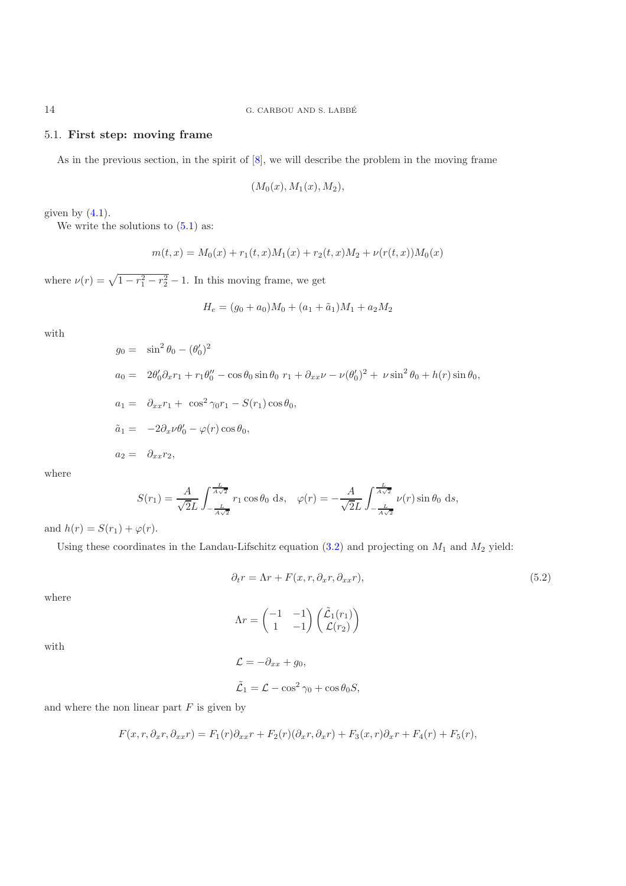### 5.1. **First step: moving frame**

As in the previous section, in the spirit of [8], we will describe the problem in the moving frame

$$(M_0(x), M_1(x), M_2),$$

given by (4.1).

We write the solutions to (5.1) as:

$$m(t,x) = M_0(x) + r_1(t,x)M_1(x) + r_2(t,x)M_2 + \nu(r(t,x))M_0(x)$$

where $\nu(r) = \sqrt{1 - r_1^2 - r_2^2} - 1$. In this moving frame, we get

$$H_e = (g_0 + a_0)M_0 + (a_1 + \tilde{a}_1)M_1 + a_2 M_2$$

with

$$
\begin{aligned}
g_0 =&\ \ \sin^2\theta_0 - (\theta_0')^2\\
a_0 =&\ \ 2\theta_0'\partial_x r_1 + r_1\theta_0'' - \cos\theta_0\sin\theta_0\ r_1 + \partial_{xx}\nu - \nu(\theta_0')^2 + \ \nu\sin^2\theta_0 + h(r)\sin\theta_0,\\
a_1 =&\ \ \partial_{xx}r_1 + \ \cos^2\gamma_0 r_1 - S(r_1)\cos\theta_0,\\
\tilde{a}_1 =&\ \ -2\partial_x\nu\theta_0' - \varphi(r)\cos\theta_0,\\
a_2 =&\ \ \partial_{xx}r_2,
\end{aligned}
$$

where

$$S(r_1) = \frac{A}{\sqrt{2}L}\int_{-\frac{L}{A\sqrt{2}}}^{\frac{L}{A\sqrt{2}}} r_1\cos\theta_0\ \mathrm{d}s, \quad \varphi(r) = -\frac{A}{\sqrt{2}L}\int_{-\frac{L}{A\sqrt{2}}}^{\frac{L}{A\sqrt{2}}} \nu(r)\sin\theta_0\ \mathrm{d}s,$$

and $h(r) = S(r_1) + \varphi(r)$.

Using these coordinates in the Landau-Lifschitz equation (3.2) and projecting on $M_1$ and $M_2$ yield:

$$\partial_t r = \Lambda r + F(x, r, \partial_x r, \partial_{xx} r), \tag{5.2}$$

where

$$\Lambda r = \begin{pmatrix} -1 & -1 \\ 1 & -1 \end{pmatrix}\begin{pmatrix} \tilde{\mathcal{L}}_1(r_1) \\ \mathcal{L}(r_2) \end{pmatrix}$$

with

$$\mathcal{L} = -\partial_{xx} + g_0,$$

$$\tilde{\mathcal{L}}_1 = \mathcal{L} - \cos^2\gamma_0 + \cos\theta_0 S,$$

and where the non linear part $F$ is given by

$$F(x, r, \partial_x r, \partial_{xx} r) = F_1(r)\partial_{xx} r + F_2(r)(\partial_x r, \partial_x r) + F_3(x, r)\partial_x r + F_4(r) + F_5(r),$$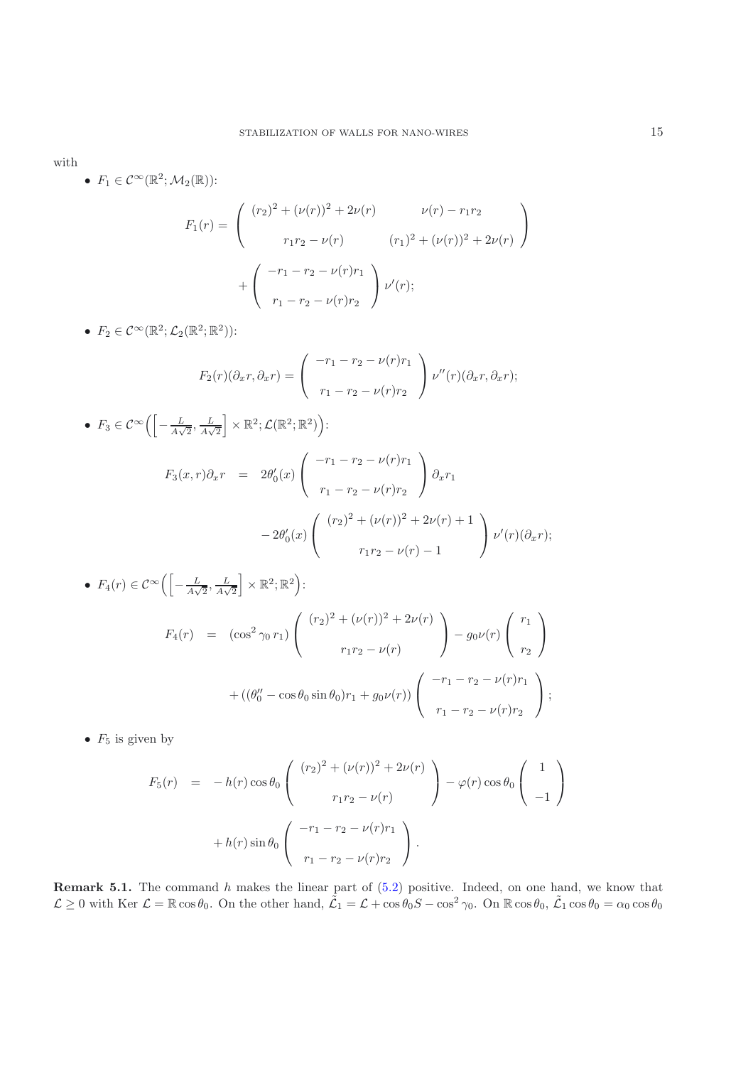with

- $F_1 \in \mathcal{C}^\infty(\mathbb{R}^2; \mathcal{M}_2(\mathbb{R}))$:

$$F_1(r) = \begin{pmatrix} (r_2)^2 + (\nu(r))^2 + 2\nu(r) & \nu(r) - r_1 r_2 \\ r_1 r_2 - \nu(r) & (r_1)^2 + (\nu(r))^2 + 2\nu(r) \end{pmatrix} + \begin{pmatrix} -r_1 - r_2 - \nu(r) r_1 \\ r_1 - r_2 - \nu(r) r_2 \end{pmatrix} \nu'(r);$$

- $F_2 \in \mathcal{C}^\infty(\mathbb{R}^2; \mathcal{L}_2(\mathbb{R}^2; \mathbb{R}^2))$:

$$F_2(r)(\partial_x r, \partial_x r) = \begin{pmatrix} -r_1 - r_2 - \nu(r) r_1 \\ r_1 - r_2 - \nu(r) r_2 \end{pmatrix} \nu''(r)(\partial_x r, \partial_x r);$$

- $F_3 \in \mathcal{C}^\infty\Big(\Big[-\frac{L}{A\sqrt{2}}, \frac{L}{A\sqrt{2}}\Big] \times \mathbb{R}^2; \mathcal{L}(\mathbb{R}^2; \mathbb{R}^2)\Big)$:

$$\begin{aligned} F_3(x, r)\partial_x r &= 2\theta_0'(x) \begin{pmatrix} -r_1 - r_2 - \nu(r) r_1 \\ r_1 - r_2 - \nu(r) r_2 \end{pmatrix} \partial_x r_1 \\ &\quad - 2\theta_0'(x) \begin{pmatrix} (r_2)^2 + (\nu(r))^2 + 2\nu(r) + 1 \\ r_1 r_2 - \nu(r) - 1 \end{pmatrix} \nu'(r)(\partial_x r); \end{aligned}$$

- $F_4(r) \in \mathcal{C}^\infty\Big(\Big[-\frac{L}{A\sqrt{2}}, \frac{L}{A\sqrt{2}}\Big] \times \mathbb{R}^2; \mathbb{R}^2\Big)$:

$$\begin{aligned} F_4(r) &= (\cos^2 \gamma_0 \, r_1) \begin{pmatrix} (r_2)^2 + (\nu(r))^2 + 2\nu(r) \\ r_1 r_2 - \nu(r) \end{pmatrix} - g_0 \nu(r) \begin{pmatrix} r_1 \\ r_2 \end{pmatrix} \\ &\quad + ((\theta_0'' - \cos\theta_0 \sin\theta_0) r_1 + g_0 \nu(r)) \begin{pmatrix} -r_1 - r_2 - \nu(r) r_1 \\ r_1 - r_2 - \nu(r) r_2 \end{pmatrix}; \end{aligned}$$

- $F_5$ is given by

$$\begin{aligned} F_5(r) &= -h(r)\cos\theta_0 \begin{pmatrix} (r_2)^2 + (\nu(r))^2 + 2\nu(r) \\ r_1 r_2 - \nu(r) \end{pmatrix} - \varphi(r)\cos\theta_0 \begin{pmatrix} 1 \\ -1 \end{pmatrix} \\ &\quad + h(r)\sin\theta_0 \begin{pmatrix} -r_1 - r_2 - \nu(r) r_1 \\ r_1 - r_2 - \nu(r) r_2 \end{pmatrix}. \end{aligned}$$

**Remark 5.1.** The command $h$ makes the linear part of (5.2) positive. Indeed, on one hand, we know that $\mathcal{L} \geq 0$ with Ker $\mathcal{L} = \mathbb{R}\cos\theta_0$. On the other hand, $\tilde{\mathcal{L}}_1 = \mathcal{L} + \cos\theta_0 S - \cos^2\gamma_0$. On $\mathbb{R}\cos\theta_0$, $\tilde{\mathcal{L}}_1 \cos\theta_0 = \alpha_0 \cos\theta_0$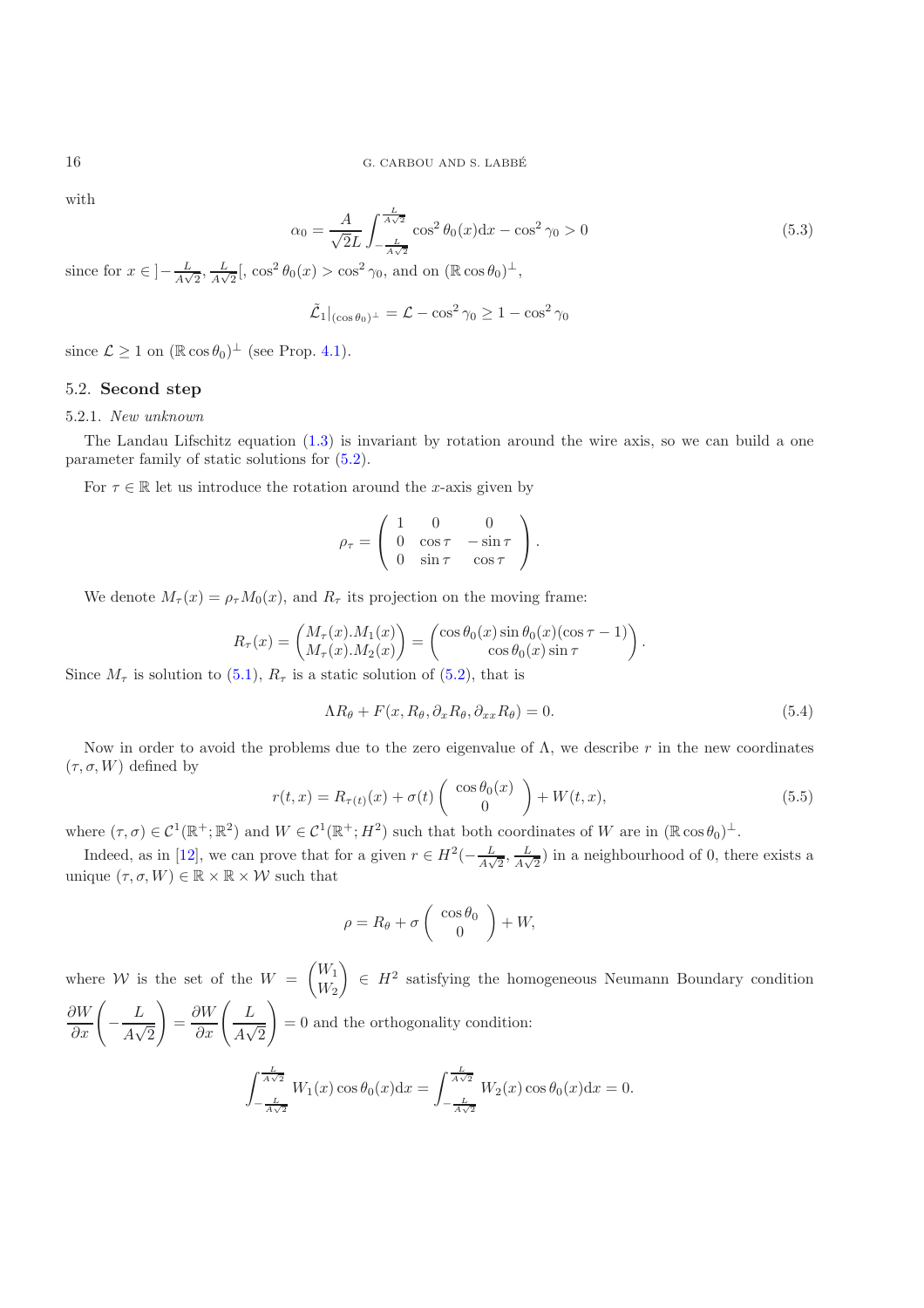with

$$\alpha_0 = \frac{A}{\sqrt{2}L} \int_{-\frac{L}{A\sqrt{2}}}^{\frac{L}{A\sqrt{2}}} \cos^2\theta_0(x)\mathrm{d}x - \cos^2\gamma_0 > 0 \tag{5.3}$$

since for $x \in ]-\frac{L}{A\sqrt{2}}, \frac{L}{A\sqrt{2}}[$, $\cos^2\theta_0(x) > \cos^2\gamma_0$, and on $(\mathbb{R}\cos\theta_0)^\perp$,

$$\tilde{\mathcal{L}}_1|_{(\cos\theta_0)^\perp} = \mathcal{L} - \cos^2\gamma_0 \geq 1 - \cos^2\gamma_0$$

since $\mathcal{L} \geq 1$ on $(\mathbb{R}\cos\theta_0)^\perp$ (see Prop. 4.1).

## 5.2. **Second step**

### 5.2.1. *New unknown*

The Landau Lifschitz equation (1.3) is invariant by rotation around the wire axis, so we can build a one parameter family of static solutions for (5.2).

For $\tau \in \mathbb{R}$ let us introduce the rotation around the $x$-axis given by

$$\rho_\tau = \begin{pmatrix} 1 & 0 & 0 \\ 0 & \cos\tau & -\sin\tau \\ 0 & \sin\tau & \cos\tau \end{pmatrix}.$$

We denote $M_\tau(x) = \rho_\tau M_0(x)$, and $R_\tau$ its projection on the moving frame:

$$R_\tau(x) = \begin{pmatrix} M_\tau(x).M_1(x) \\ M_\tau(x).M_2(x) \end{pmatrix} = \begin{pmatrix} \cos\theta_0(x)\sin\theta_0(x)(\cos\tau - 1) \\ \cos\theta_0(x)\sin\tau \end{pmatrix}.$$

Since $M_\tau$ is solution to (5.1), $R_\tau$ is a static solution of (5.2), that is

$$\Lambda R_\theta + F(x, R_\theta, \partial_x R_\theta, \partial_{xx} R_\theta) = 0. \tag{5.4}$$

Now in order to avoid the problems due to the zero eigenvalue of $\Lambda$, we describe $r$ in the new coordinates $(\tau, \sigma, W)$ defined by

$$r(t,x) = R_{\tau(t)}(x) + \sigma(t)\begin{pmatrix} \cos\theta_0(x) \\ 0 \end{pmatrix} + W(t,x), \tag{5.5}$$

where $(\tau, \sigma) \in \mathcal{C}^1(\mathbb{R}^+;\mathbb{R}^2)$ and $W \in \mathcal{C}^1(\mathbb{R}^+;H^2)$ such that both coordinates of $W$ are in $(\mathbb{R}\cos\theta_0)^\perp$.

Indeed, as in [12], we can prove that for a given $r \in H^2(-\frac{L}{A\sqrt{2}}, \frac{L}{A\sqrt{2}})$ in a neighbourhood of 0, there exists a unique $(\tau, \sigma, W) \in \mathbb{R} \times \mathbb{R} \times \mathcal{W}$ such that

$$\rho = R_\theta + \sigma\begin{pmatrix} \cos\theta_0 \\ 0 \end{pmatrix} + W,$$

where $\mathcal{W}$ is the set of the $W = \begin{pmatrix} W_1 \\ W_2 \end{pmatrix} \in H^2$ satisfying the homogeneous Neumann Boundary condition $\dfrac{\partial W}{\partial x}\left(-\dfrac{L}{A\sqrt{2}}\right) = \dfrac{\partial W}{\partial x}\left(\dfrac{L}{A\sqrt{2}}\right) = 0$ and the orthogonality condition:

$$\int_{-\frac{L}{A\sqrt{2}}}^{\frac{L}{A\sqrt{2}}} W_1(x)\cos\theta_0(x)\mathrm{d}x = \int_{-\frac{L}{A\sqrt{2}}}^{\frac{L}{A\sqrt{2}}} W_2(x)\cos\theta_0(x)\mathrm{d}x = 0.$$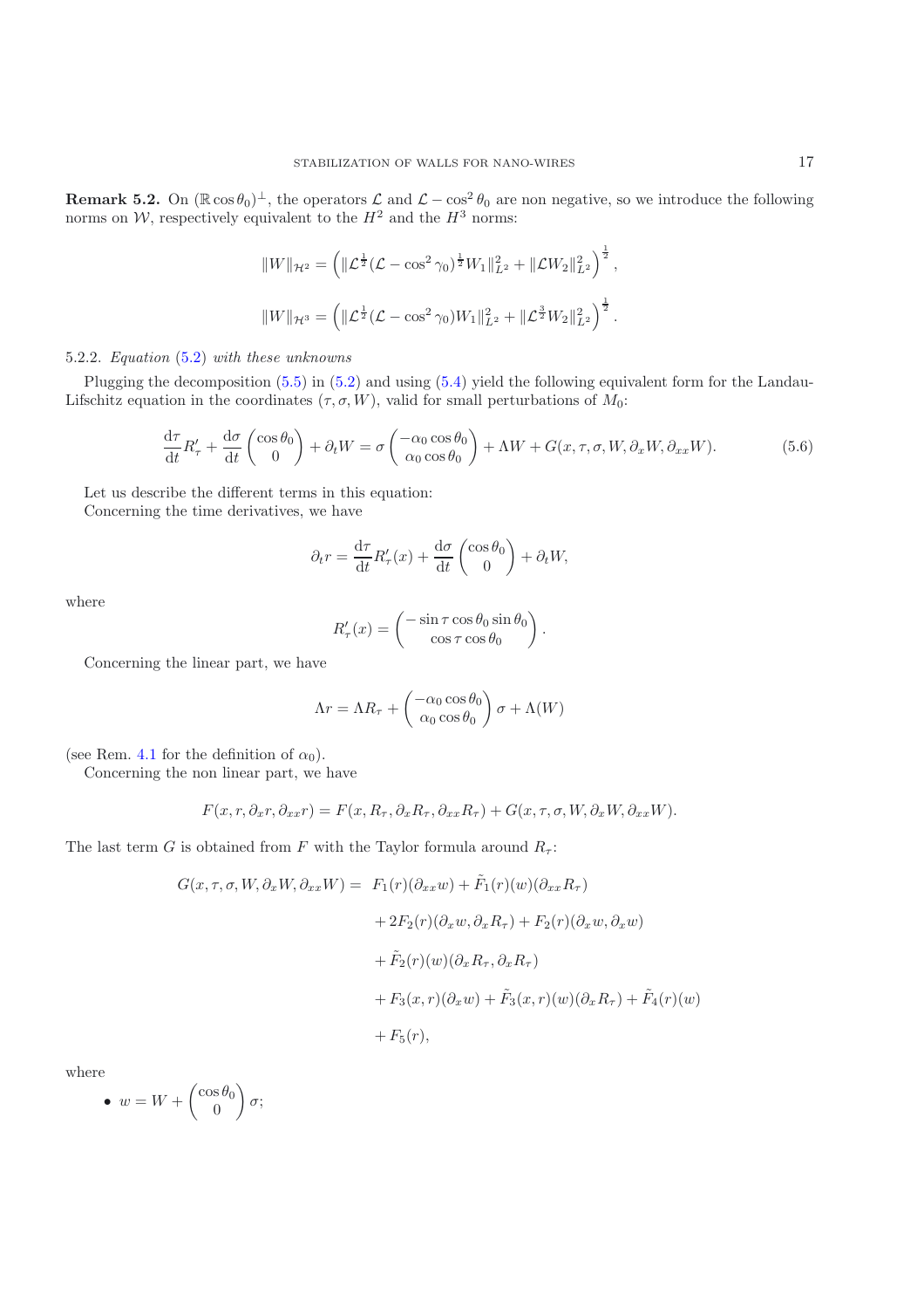**Remark 5.2.** On $(\mathbb{R}\cos\theta_0)^\perp$, the operators $\mathcal{L}$ and $\mathcal{L}-\cos^2\theta_0$ are non negative, so we introduce the following norms on $\mathcal{W}$, respectively equivalent to the $H^2$ and the $H^3$ norms:

$$\|W\|_{\mathcal{H}^2} = \left(\|\mathcal{L}^{\frac{1}{2}}(\mathcal{L}-\cos^2\gamma_0)^{\frac{1}{2}}W_1\|_{L^2}^2 + \|\mathcal{L}W_2\|_{L^2}^2\right)^{\frac{1}{2}},$$

$$\|W\|_{\mathcal{H}^3} = \left(\|\mathcal{L}^{\frac{1}{2}}(\mathcal{L}-\cos^2\gamma_0)W_1\|_{L^2}^2 + \|\mathcal{L}^{\frac{3}{2}}W_2\|_{L^2}^2\right)^{\frac{1}{2}}.$$

5.2.2. *Equation* (5.2) *with these unknowns*

Plugging the decomposition (5.5) in (5.2) and using (5.4) yield the following equivalent form for the Landau-Lifschitz equation in the coordinates $(\tau,\sigma,W)$, valid for small perturbations of $M_0$:

$$\frac{\mathrm{d}\tau}{\mathrm{d}t}R'_\tau + \frac{\mathrm{d}\sigma}{\mathrm{d}t}\begin{pmatrix}\cos\theta_0\\ 0\end{pmatrix} + \partial_t W = \sigma\begin{pmatrix}-\alpha_0\cos\theta_0\\ \alpha_0\cos\theta_0\end{pmatrix} + \Lambda W + G(x,\tau,\sigma,W,\partial_x W,\partial_{xx}W). \tag{5.6}$$

Let us describe the different terms in this equation:

Concerning the time derivatives, we have

$$\partial_t r = \frac{\mathrm{d}\tau}{\mathrm{d}t}R'_\tau(x) + \frac{\mathrm{d}\sigma}{\mathrm{d}t}\begin{pmatrix}\cos\theta_0\\ 0\end{pmatrix} + \partial_t W,$$

where

$$R'_\tau(x) = \begin{pmatrix}-\sin\tau\cos\theta_0\sin\theta_0\\ \cos\tau\cos\theta_0\end{pmatrix}.$$

Concerning the linear part, we have

$$\Lambda r = \Lambda R_\tau + \begin{pmatrix}-\alpha_0\cos\theta_0\\ \alpha_0\cos\theta_0\end{pmatrix}\sigma + \Lambda(W)$$

(see Rem. 4.1 for the definition of $\alpha_0$).

Concerning the non linear part, we have

$$F(x,r,\partial_x r,\partial_{xx}r) = F(x,R_\tau,\partial_x R_\tau,\partial_{xx}R_\tau) + G(x,\tau,\sigma,W,\partial_x W,\partial_{xx}W).$$

The last term $G$ is obtained from $F$ with the Taylor formula around $R_\tau$:

$$\begin{aligned}
G(x,\tau,\sigma,W,\partial_x W,\partial_{xx}W) = \; & F_1(r)(\partial_{xx}w) + \tilde{F}_1(r)(w)(\partial_{xx}R_\tau)\\
& + 2F_2(r)(\partial_x w,\partial_x R_\tau) + F_2(r)(\partial_x w,\partial_x w)\\
& + \tilde{F}_2(r)(w)(\partial_x R_\tau,\partial_x R_\tau)\\
& + F_3(x,r)(\partial_x w) + \tilde{F}_3(x,r)(w)(\partial_x R_\tau) + \tilde{F}_4(r)(w)\\
& + F_5(r),
\end{aligned}$$

where

- $w = W + \begin{pmatrix}\cos\theta_0\\ 0\end{pmatrix}\sigma$;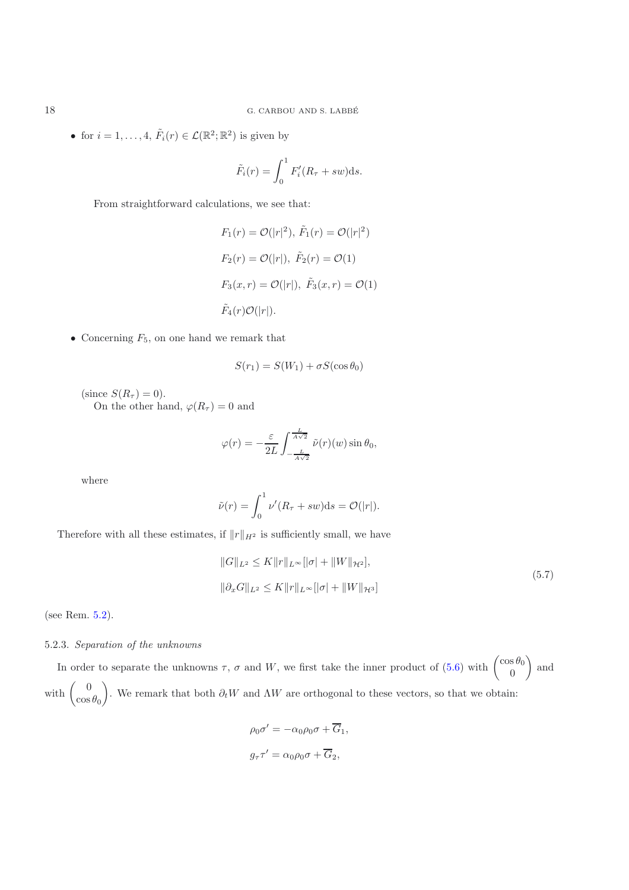- for $i = 1, \ldots, 4$, $\tilde{F}_i(r) \in \mathcal{L}(\mathbb{R}^2; \mathbb{R}^2)$ is given by

$$\tilde{F}_i(r) = \int_0^1 F_i'(R_\tau + sw)\mathrm{d}s.$$

From straightforward calculations, we see that:

$$F_1(r) = \mathcal{O}(|r|^2),\ \tilde{F}_1(r) = \mathcal{O}(|r|^2)$$

$$F_2(r) = \mathcal{O}(|r|),\ \tilde{F}_2(r) = \mathcal{O}(1)$$

$$F_3(x,r) = \mathcal{O}(|r|),\ \tilde{F}_3(x,r) = \mathcal{O}(1)$$

$$\tilde{F}_4(r)\mathcal{O}(|r|).$$

- Concerning $F_5$, on one hand we remark that

$$S(r_1) = S(W_1) + \sigma S(\cos\theta_0)$$

(since $S(R_\tau) = 0$).

On the other hand, $\varphi(R_\tau) = 0$ and

$$\varphi(r) = -\frac{\varepsilon}{2L}\int_{-\frac{L}{A\sqrt{2}}}^{\frac{L}{A\sqrt{2}}} \tilde{\nu}(r)(w)\sin\theta_0,$$

where

$$\tilde{\nu}(r) = \int_0^1 \nu'(R_\tau + sw)\mathrm{d}s = \mathcal{O}(|r|).$$

Therefore with all these estimates, if $\|r\|_{H^2}$ is sufficiently small, we have

$$\|G\|_{L^2} \leq K\|r\|_{L^\infty}[|\sigma| + \|W\|_{\mathcal{H}^2}],$$
$$\|\partial_x G\|_{L^2} \leq K\|r\|_{L^\infty}[|\sigma| + \|W\|_{\mathcal{H}^3}] \tag{5.7}$$

(see Rem. 5.2).

#### 5.2.3. *Separation of the unknowns*

In order to separate the unknowns $\tau$, $\sigma$ and $W$, we first take the inner product of (5.6) with $\begin{pmatrix}\cos\theta_0\\ 0\end{pmatrix}$ and with $\begin{pmatrix}0\\ \cos\theta_0\end{pmatrix}$. We remark that both $\partial_t W$ and $\Lambda W$ are orthogonal to these vectors, so that we obtain:

$$\rho_0\sigma' = -\alpha_0\rho_0\sigma + \overline{G}_1,$$

$$g_\tau\tau' = \alpha_0\rho_0\sigma + \overline{G}_2,$$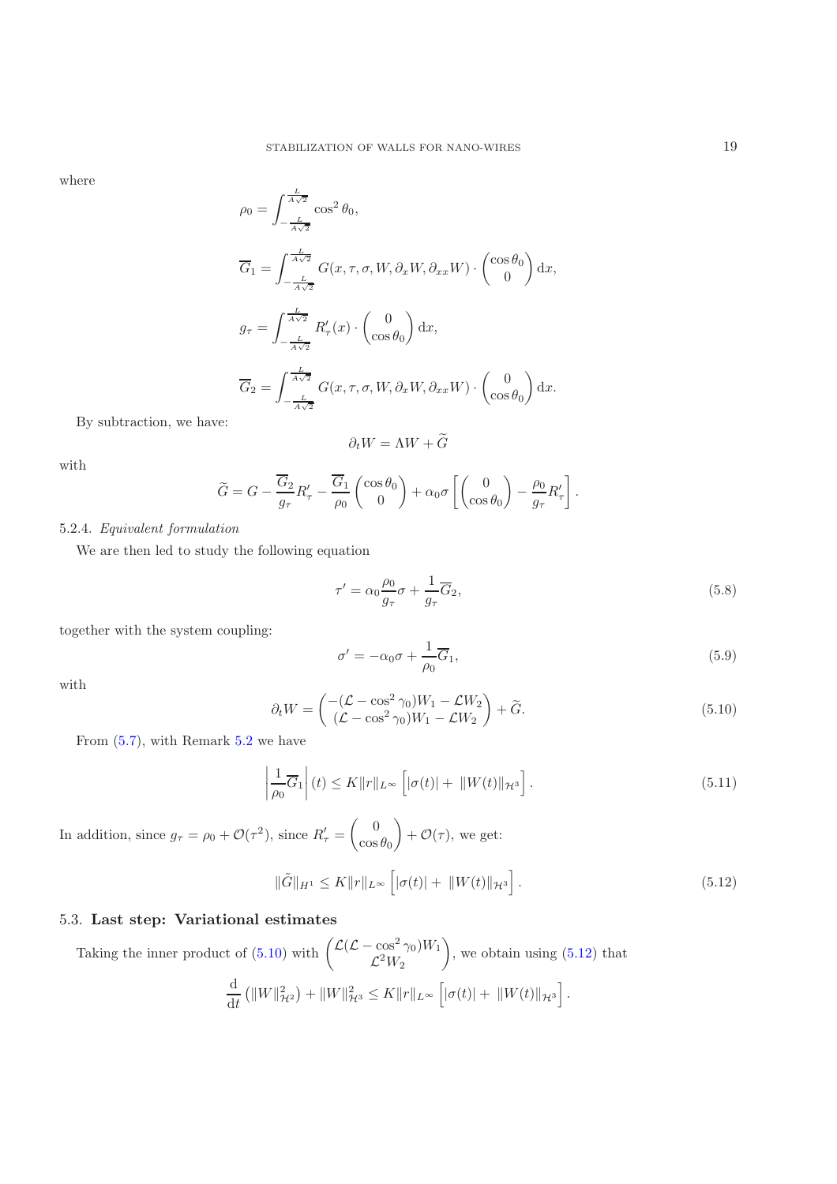where

$$\rho_0 = \int_{-\frac{L}{A\sqrt{2}}}^{\frac{L}{A\sqrt{2}}} \cos^2\theta_0,$$

$$\overline{G}_1 = \int_{-\frac{L}{A\sqrt{2}}}^{\frac{L}{A\sqrt{2}}} G(x,\tau,\sigma,W,\partial_x W,\partial_{xx}W)\cdot \begin{pmatrix}\cos\theta_0\\ 0\end{pmatrix} \mathrm{d}x,$$

$$g_\tau = \int_{-\frac{L}{A\sqrt{2}}}^{\frac{L}{A\sqrt{2}}} R_\tau'(x)\cdot \begin{pmatrix}0\\ \cos\theta_0\end{pmatrix} \mathrm{d}x,$$

$$\overline{G}_2 = \int_{-\frac{L}{A\sqrt{2}}}^{\frac{L}{A\sqrt{2}}} G(x,\tau,\sigma,W,\partial_x W,\partial_{xx}W)\cdot \begin{pmatrix}0\\ \cos\theta_0\end{pmatrix} \mathrm{d}x.$$

By subtraction, we have:

$$\partial_t W = \Lambda W + \widetilde{G}$$

with

$$\widetilde{G} = G - \frac{\overline{G}_2}{g_\tau}R_\tau' - \frac{\overline{G}_1}{\rho_0}\begin{pmatrix}\cos\theta_0\\ 0\end{pmatrix} + \alpha_0\sigma\left[\begin{pmatrix}0\\ \cos\theta_0\end{pmatrix} - \frac{\rho_0}{g_\tau}R_\tau'\right].$$

5.2.4. *Equivalent formulation*

We are then led to study the following equation

$$\tau' = \alpha_0\frac{\rho_0}{g_\tau}\sigma + \frac{1}{g_\tau}\overline{G}_2, \tag{5.8}$$

together with the system coupling:

$$\sigma' = -\alpha_0\sigma + \frac{1}{\rho_0}\overline{G}_1, \tag{5.9}$$

with

$$\partial_t W = \begin{pmatrix}-(\mathcal{L}-\cos^2\gamma_0)W_1 - \mathcal{L}W_2\\ (\mathcal{L}-\cos^2\gamma_0)W_1 - \mathcal{L}W_2\end{pmatrix} + \widetilde{G}. \tag{5.10}$$

From (5.7), with Remark 5.2 we have

$$\left|\frac{1}{\rho_0}\overline{G}_1\right|(t) \le K\|r\|_{L^\infty}\left[|\sigma(t)| + \|W(t)\|_{\mathcal{H}^3}\right]. \tag{5.11}$$

In addition, since $g_\tau = \rho_0 + \mathcal{O}(\tau^2)$, since $R_\tau' = \begin{pmatrix}0\\ \cos\theta_0\end{pmatrix} + \mathcal{O}(\tau)$, we get:

$$\|\tilde{G}\|_{H^1} \le K\|r\|_{L^\infty}\left[|\sigma(t)| + \|W(t)\|_{\mathcal{H}^3}\right]. \tag{5.12}$$

## 5.3. **Last step: Variational estimates**

Taking the inner product of (5.10) with $\begin{pmatrix}\mathcal{L}(\mathcal{L}-\cos^2\gamma_0)W_1\\ \mathcal{L}^2W_2\end{pmatrix}$, we obtain using (5.12) that

$$\frac{\mathrm{d}}{\mathrm{d}t}\left(\|W\|_{\mathcal{H}^2}^2\right) + \|W\|_{\mathcal{H}^3}^2 \le K\|r\|_{L^\infty}\left[|\sigma(t)| + \|W(t)\|_{\mathcal{H}^3}\right].$$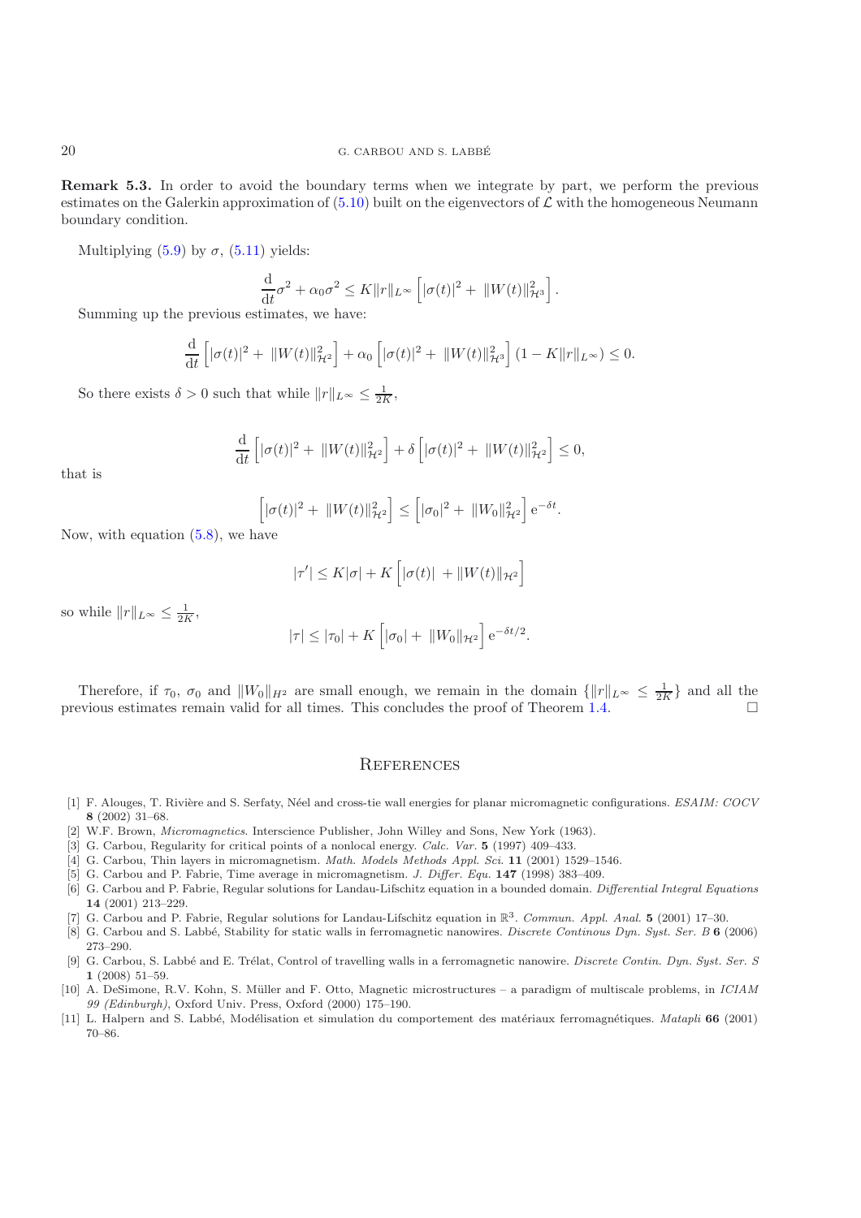**Remark 5.3.** In order to avoid the boundary terms when we integrate by part, we perform the previous estimates on the Galerkin approximation of (5.10) built on the eigenvectors of $\mathcal{L}$ with the homogeneous Neumann boundary condition.

Multiplying (5.9) by $\sigma$, (5.11) yields:

$$\frac{\mathrm{d}}{\mathrm{d}t}\sigma^2 + \alpha_0\sigma^2 \leq K\|r\|_{L^\infty}\left[|\sigma(t)|^2 + \|W(t)\|^2_{\mathcal{H}^3}\right].$$

Summing up the previous estimates, we have:

$$\frac{\mathrm{d}}{\mathrm{d}t}\left[|\sigma(t)|^2 + \|W(t)\|^2_{\mathcal{H}^2}\right] + \alpha_0\left[|\sigma(t)|^2 + \|W(t)\|^2_{\mathcal{H}^3}\right](1 - K\|r\|_{L^\infty}) \leq 0.$$

So there exists $\delta > 0$ such that while $\|r\|_{L^\infty} \leq \frac{1}{2K}$,

$$\frac{\mathrm{d}}{\mathrm{d}t}\left[|\sigma(t)|^2 + \|W(t)\|^2_{\mathcal{H}^2}\right] + \delta\left[|\sigma(t)|^2 + \|W(t)\|^2_{\mathcal{H}^2}\right] \leq 0,$$

that is

$$\left[|\sigma(t)|^2 + \|W(t)\|^2_{\mathcal{H}^2}\right] \leq \left[|\sigma_0|^2 + \|W_0\|^2_{\mathcal{H}^2}\right]\mathrm{e}^{-\delta t}.$$

Now, with equation (5.8), we have

$$|\tau'| \leq K|\sigma| + K\left[|\sigma(t)| + \|W(t)\|_{\mathcal{H}^2}\right]$$

so while $\|r\|_{L^\infty} \leq \frac{1}{2K}$,

$$|\tau| \leq |\tau_0| + K\left[|\sigma_0| + \|W_0\|_{\mathcal{H}^2}\right]\mathrm{e}^{-\delta t/2}.$$

Therefore, if $\tau_0$, $\sigma_0$ and $\|W_0\|_{H^2}$ are small enough, we remain in the domain $\{\|r\|_{L^\infty} \leq \frac{1}{2K}\}$ and all the previous estimates remain valid for all times. This concludes the proof of Theorem 1.4. □

## References

[1] F. Alouges, T. Rivière and S. Serfaty, Néel and cross-tie wall energies for planar micromagnetic configurations. *ESAIM: COCV* **8** (2002) 31–68.

[2] W.F. Brown, *Micromagnetics.* Interscience Publisher, John Willey and Sons, New York (1963).

[3] G. Carbou, Regularity for critical points of a nonlocal energy. *Calc. Var.* **5** (1997) 409–433.

[4] G. Carbou, Thin layers in micromagnetism. *Math. Models Methods Appl. Sci.* **11** (2001) 1529–1546.

[5] G. Carbou and P. Fabrie, Time average in micromagnetism. *J. Differ. Equ.* **147** (1998) 383–409.

[6] G. Carbou and P. Fabrie, Regular solutions for Landau-Lifschitz equation in a bounded domain. *Differential Integral Equations* **14** (2001) 213–229.

[7] G. Carbou and P. Fabrie, Regular solutions for Landau-Lifschitz equation in $\mathbb{R}^3$. *Commun. Appl. Anal.* **5** (2001) 17–30.

[8] G. Carbou and S. Labbé, Stability for static walls in ferromagnetic nanowires. *Discrete Continous Dyn. Syst. Ser. B* **6** (2006) 273–290.

[9] G. Carbou, S. Labbé and E. Trélat, Control of travelling walls in a ferromagnetic nanowire. *Discrete Contin. Dyn. Syst. Ser. S* **1** (2008) 51–59.

[10] A. DeSimone, R.V. Kohn, S. Müller and F. Otto, Magnetic microstructures – a paradigm of multiscale problems, in *ICIAM 99 (Edinburgh)*, Oxford Univ. Press, Oxford (2000) 175–190.

[11] L. Halpern and S. Labbé, Modélisation et simulation du comportement des matériaux ferromagnétiques. *Matapli* **66** (2001) 70–86.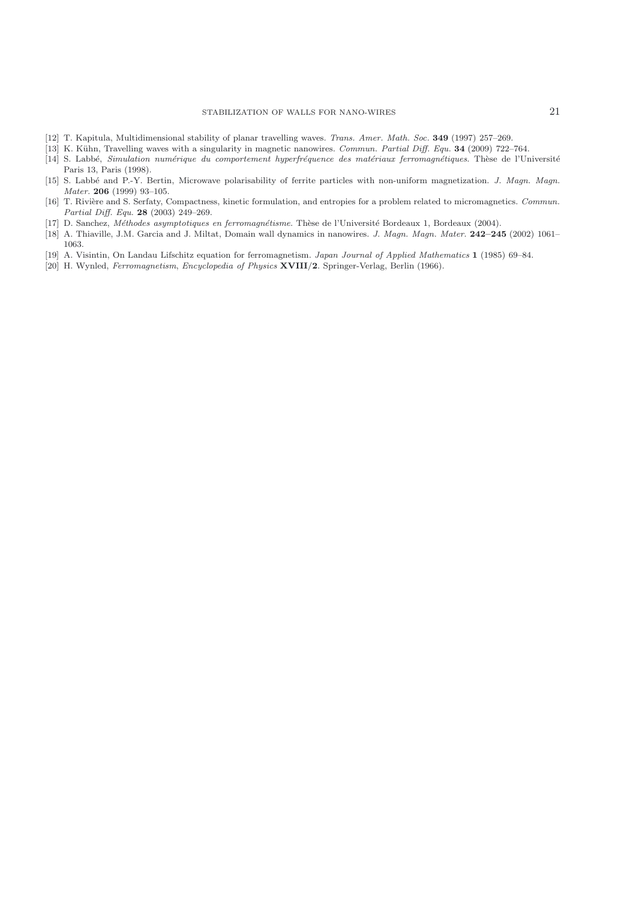[12] T. Kapitula, Multidimensional stability of planar travelling waves. *Trans. Amer. Math. Soc.* **349** (1997) 257–269.

[13] K. Kühn, Travelling waves with a singularity in magnetic nanowires. *Commun. Partial Diff. Equ.* **34** (2009) 722–764.

[14] S. Labbé, *Simulation numérique du comportement hyperfréquence des matériaux ferromagnétiques.* Thèse de l'Université Paris 13, Paris (1998).

[15] S. Labbé and P.-Y. Bertin, Microwave polarisability of ferrite particles with non-uniform magnetization. *J. Magn. Magn. Mater.* **206** (1999) 93–105.

[16] T. Rivière and S. Serfaty, Compactness, kinetic formulation, and entropies for a problem related to micromagnetics. *Commun. Partial Diff. Equ.* **28** (2003) 249–269.

[17] D. Sanchez, *Méthodes asymptotiques en ferromagnétisme.* Thèse de l'Université Bordeaux 1, Bordeaux (2004).

[18] A. Thiaville, J.M. Garcia and J. Miltat, Domain wall dynamics in nanowires. *J. Magn. Magn. Mater.* **242–245** (2002) 1061–1063.

[19] A. Visintin, On Landau Lifschitz equation for ferromagnetism. *Japan Journal of Applied Mathematics* **1** (1985) 69–84.

[20] H. Wynled, *Ferromagnetism, Encyclopedia of Physics* **XVIII/2**. Springer-Verlag, Berlin (1966).